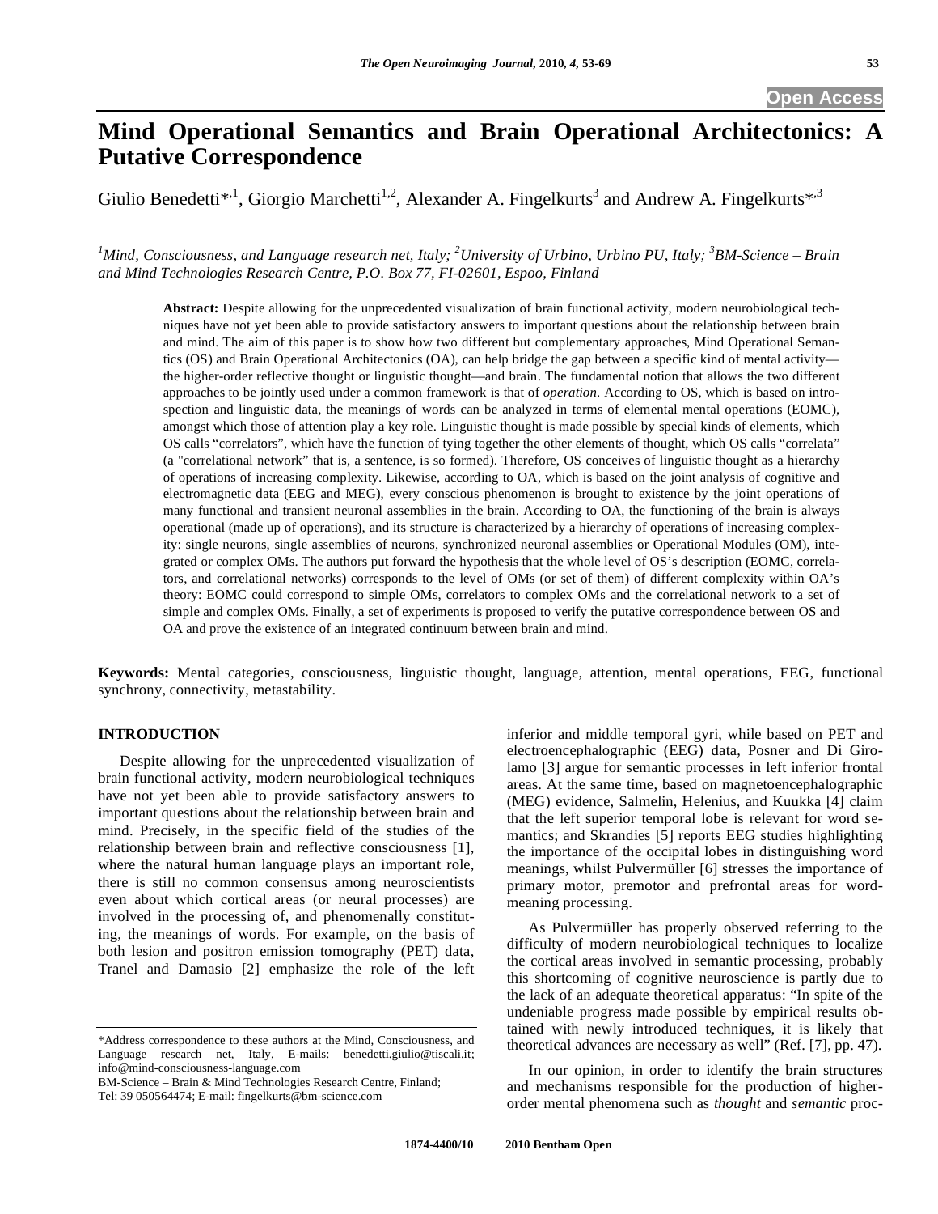# Mind Operational Semantics and Brain Operational Architectonics: A Putative Correspondence

Giulio Benedetti*[,1], Giorgio Marchetti[1,2], Alexander A. Fingelkurts[3] and Andrew A. Fingelkurts*[,3]

[1]*Mind, Consciousness, and Language research net, Italy;* [2]*University of Urbino, Urbino PU, Italy;* [3]*BM-Science – Brain and Mind Technologies Research Centre, P.O. Box 77, FI-02601, Espoo, Finland*

**Abstract:** Despite allowing for the unprecedented visualization of brain functional activity, modern neurobiological techniques have not yet been able to provide satisfactory answers to important questions about the relationship between brain and mind. The aim of this paper is to show how two different but complementary approaches, Mind Operational Semantics (OS) and Brain Operational Architectonics (OA), can help bridge the gap between a specific kind of mental activity—the higher-order reflective thought or linguistic thought—and brain. The fundamental notion that allows the two different approaches to be jointly used under a common framework is that of *operation*. According to OS, which is based on introspection and linguistic data, the meanings of words can be analyzed in terms of elemental mental operations (EOMC), amongst which those of attention play a key role. Linguistic thought is made possible by special kinds of elements, which OS calls "correlators", which have the function of tying together the other elements of thought, which OS calls "correlata" (a "correlational network" that is, a sentence, is so formed). Therefore, OS conceives of linguistic thought as a hierarchy of operations of increasing complexity. Likewise, according to OA, which is based on the joint analysis of cognitive and electromagnetic data (EEG and MEG), every conscious phenomenon is brought to existence by the joint operations of many functional and transient neuronal assemblies in the brain. According to OA, the functioning of the brain is always operational (made up of operations), and its structure is characterized by a hierarchy of operations of increasing complexity: single neurons, single assemblies of neurons, synchronized neuronal assemblies or Operational Modules (OM), integrated or complex OMs. The authors put forward the hypothesis that the whole level of OS's description (EOMC, correlators, and correlational networks) corresponds to the level of OMs (or set of them) of different complexity within OA's theory: EOMC could correspond to simple OMs, correlators to complex OMs and the correlational network to a set of simple and complex OMs. Finally, a set of experiments is proposed to verify the putative correspondence between OS and OA and prove the existence of an integrated continuum between brain and mind.

**Keywords:** Mental categories, consciousness, linguistic thought, language, attention, mental operations, EEG, functional synchrony, connectivity, metastability.

## INTRODUCTION

Despite allowing for the unprecedented visualization of brain functional activity, modern neurobiological techniques have not yet been able to provide satisfactory answers to important questions about the relationship between brain and mind. Precisely, in the specific field of the studies of the relationship between brain and reflective consciousness [1], where the natural human language plays an important role, there is still no common consensus among neuroscientists even about which cortical areas (or neural processes) are involved in the processing of, and phenomenally constituting, the meanings of words. For example, on the basis of both lesion and positron emission tomography (PET) data, Tranel and Damasio [2] emphasize the role of the left inferior and middle temporal gyri, while based on PET and electroencephalographic (EEG) data, Posner and Di Girolamo [3] argue for semantic processes in left inferior frontal areas. At the same time, based on magnetoencephalographic (MEG) evidence, Salmelin, Helenius, and Kuukka [4] claim that the left superior temporal lobe is relevant for word semantics; and Skrandies [5] reports EEG studies highlighting the importance of the occipital lobes in distinguishing word meanings, whilst Pulvermüller [6] stresses the importance of primary motor, premotor and prefrontal areas for word-meaning processing.

As Pulvermüller has properly observed referring to the difficulty of modern neurobiological techniques to localize the cortical areas involved in semantic processing, probably this shortcoming of cognitive neuroscience is partly due to the lack of an adequate theoretical apparatus: "In spite of the undeniable progress made possible by empirical results obtained with newly introduced techniques, it is likely that theoretical advances are necessary as well" (Ref. [7], pp. 47).

In our opinion, in order to identify the brain structures and mechanisms responsible for the production of higher-order mental phenomena such as *thought* and *semantic* proc-

*Address correspondence to these authors at the Mind, Consciousness, and Language research net, Italy, E-mails: benedetti.giulio@tiscali.it; info@mind-consciousness-language.com

BM-Science – Brain & Mind Technologies Research Centre, Finland; Tel: 39 050564474; E-mail: fingelkurts@bm-science.com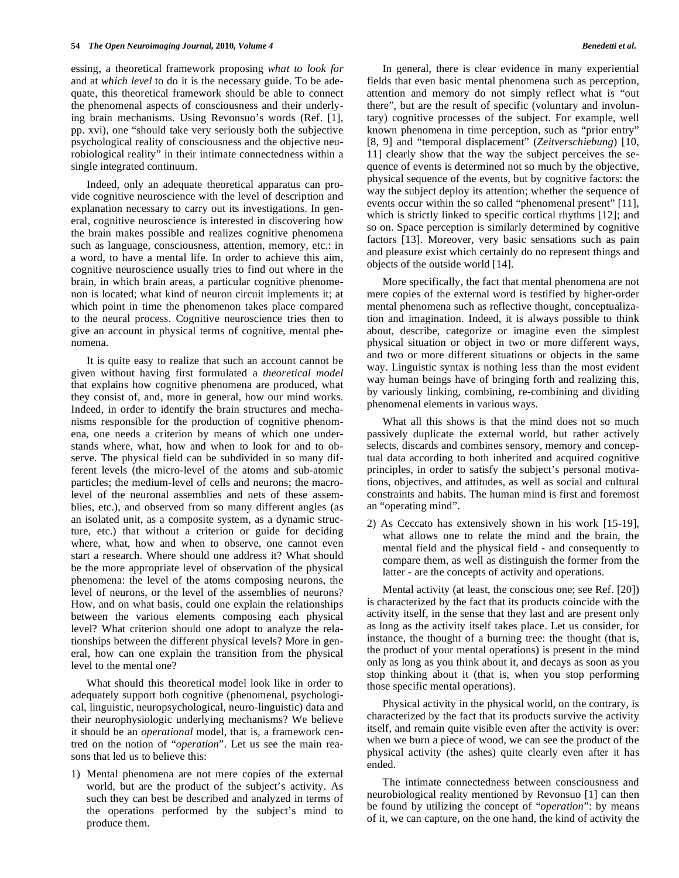essing, a theoretical framework proposing *what to look for* and at *which level* to do it is the necessary guide. To be adequate, this theoretical framework should be able to connect the phenomenal aspects of consciousness and their underlying brain mechanisms. Using Revonsuo's words (Ref. [1], pp. xvi), one "should take very seriously both the subjective psychological reality of consciousness and the objective neurobiological reality" in their intimate connectedness within a single integrated continuum.

Indeed, only an adequate theoretical apparatus can provide cognitive neuroscience with the level of description and explanation necessary to carry out its investigations. In general, cognitive neuroscience is interested in discovering how the brain makes possible and realizes cognitive phenomena such as language, consciousness, attention, memory, etc.: in a word, to have a mental life. In order to achieve this aim, cognitive neuroscience usually tries to find out where in the brain, in which brain areas, a particular cognitive phenomenon is located; what kind of neuron circuit implements it; at which point in time the phenomenon takes place compared to the neural process. Cognitive neuroscience tries then to give an account in physical terms of cognitive, mental phenomena.

It is quite easy to realize that such an account cannot be given without having first formulated a *theoretical model* that explains how cognitive phenomena are produced, what they consist of, and, more in general, how our mind works. Indeed, in order to identify the brain structures and mechanisms responsible for the production of cognitive phenomena, one needs a criterion by means of which one understands where, what, how and when to look for and to observe. The physical field can be subdivided in so many different levels (the micro-level of the atoms and sub-atomic particles; the medium-level of cells and neurons; the macro-level of the neuronal assemblies and nets of these assemblies, etc.), and observed from so many different angles (as an isolated unit, as a composite system, as a dynamic structure, etc.) that without a criterion or guide for deciding where, what, how and when to observe, one cannot even start a research. Where should one address it? What should be the more appropriate level of observation of the physical phenomena: the level of the atoms composing neurons, the level of neurons, or the level of the assemblies of neurons? How, and on what basis, could one explain the relationships between the various elements composing each physical level? What criterion should one adopt to analyze the relationships between the different physical levels? More in general, how can one explain the transition from the physical level to the mental one?

What should this theoretical model look like in order to adequately support both cognitive (phenomenal, psychological, linguistic, neuropsychological, neuro-linguistic) data and their neurophysiologic underlying mechanisms? We believe it should be an *operational* model, that is, a framework centred on the notion of "*operation*". Let us see the main reasons that led us to believe this:

1) Mental phenomena are not mere copies of the external world, but are the product of the subject's activity. As such they can best be described and analyzed in terms of the operations performed by the subject's mind to produce them.

In general, there is clear evidence in many experiential fields that even basic mental phenomena such as perception, attention and memory do not simply reflect what is "out there", but are the result of specific (voluntary and involuntary) cognitive processes of the subject. For example, well known phenomena in time perception, such as "prior entry" [8, 9] and "temporal displacement" (*Zeitverschiebung*) [10, 11] clearly show that the way the subject perceives the sequence of events is determined not so much by the objective, physical sequence of the events, but by cognitive factors: the way the subject deploy its attention; whether the sequence of events occur within the so called "phenomenal present" [11], which is strictly linked to specific cortical rhythms [12]; and so on. Space perception is similarly determined by cognitive factors [13]. Moreover, very basic sensations such as pain and pleasure exist which certainly do no represent things and objects of the outside world [14].

More specifically, the fact that mental phenomena are not mere copies of the external word is testified by higher-order mental phenomena such as reflective thought, conceptualization and imagination. Indeed, it is always possible to think about, describe, categorize or imagine even the simplest physical situation or object in two or more different ways, and two or more different situations or objects in the same way. Linguistic syntax is nothing less than the most evident way human beings have of bringing forth and realizing this, by variously linking, combining, re-combining and dividing phenomenal elements in various ways.

What all this shows is that the mind does not so much passively duplicate the external world, but rather actively selects, discards and combines sensory, memory and conceptual data according to both inherited and acquired cognitive principles, in order to satisfy the subject's personal motivations, objectives, and attitudes, as well as social and cultural constraints and habits. The human mind is first and foremost an "operating mind".

2) As Ceccato has extensively shown in his work [15-19], what allows one to relate the mind and the brain, the mental field and the physical field - and consequently to compare them, as well as distinguish the former from the latter - are the concepts of activity and operations.

Mental activity (at least, the conscious one; see Ref. [20]) is characterized by the fact that its products coincide with the activity itself, in the sense that they last and are present only as long as the activity itself takes place. Let us consider, for instance, the thought of a burning tree: the thought (that is, the product of your mental operations) is present in the mind only as long as you think about it, and decays as soon as you stop thinking about it (that is, when you stop performing those specific mental operations).

Physical activity in the physical world, on the contrary, is characterized by the fact that its products survive the activity itself, and remain quite visible even after the activity is over: when we burn a piece of wood, we can see the product of the physical activity (the ashes) quite clearly even after it has ended.

The intimate connectedness between consciousness and neurobiological reality mentioned by Revonsuo [1] can then be found by utilizing the concept of "*operation*": by means of it, we can capture, on the one hand, the kind of activity the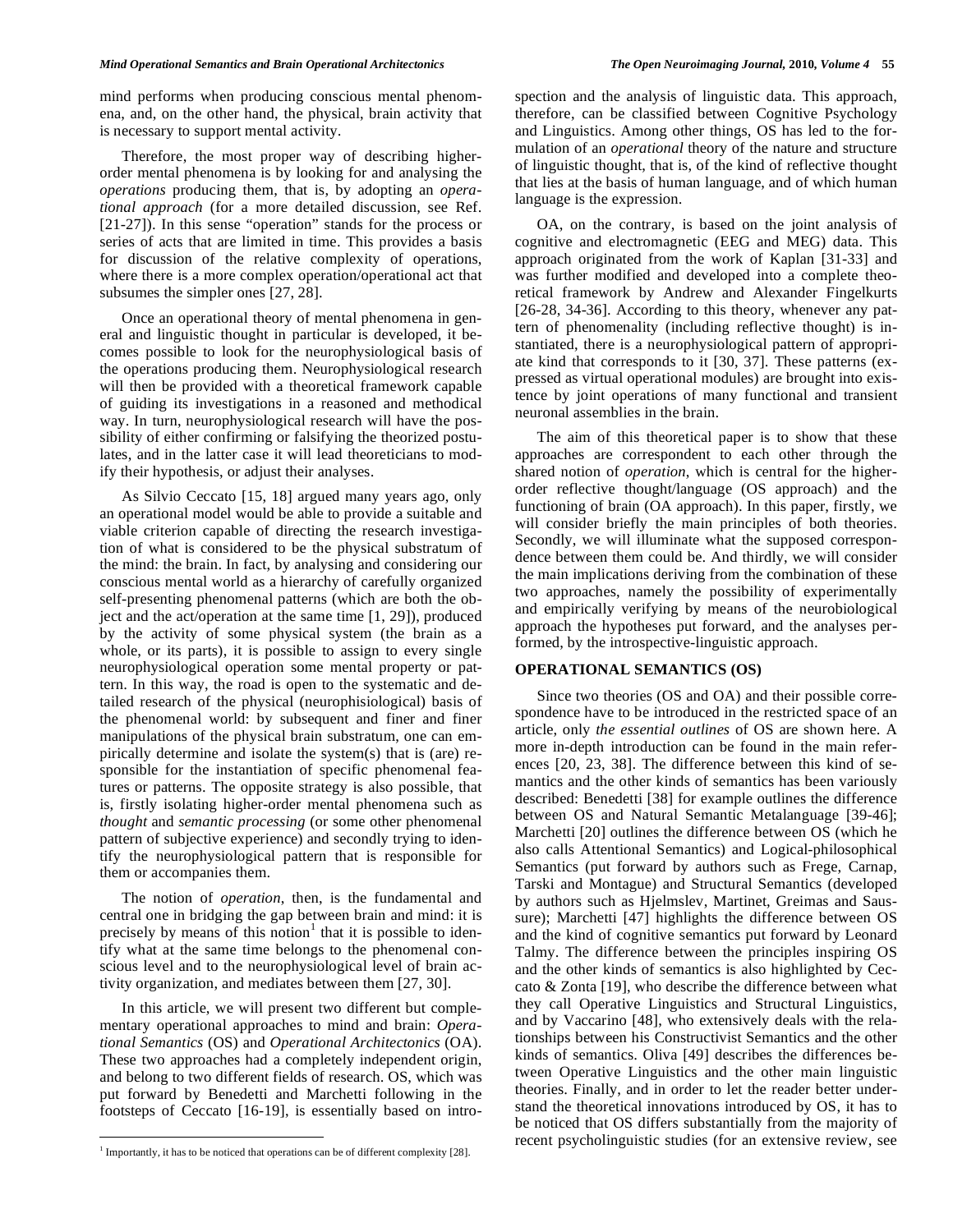mind performs when producing conscious mental phenomena, and, on the other hand, the physical, brain activity that is necessary to support mental activity.

Therefore, the most proper way of describing higher-order mental phenomena is by looking for and analysing the *operations* producing them, that is, by adopting an *operational approach* (for a more detailed discussion, see Ref. [21-27]). In this sense "operation" stands for the process or series of acts that are limited in time. This provides a basis for discussion of the relative complexity of operations, where there is a more complex operation/operational act that subsumes the simpler ones [27, 28].

Once an operational theory of mental phenomena in general and linguistic thought in particular is developed, it becomes possible to look for the neurophysiological basis of the operations producing them. Neurophysiological research will then be provided with a theoretical framework capable of guiding its investigations in a reasoned and methodical way. In turn, neurophysiological research will have the possibility of either confirming or falsifying the theorized postulates, and in the latter case it will lead theoreticians to modify their hypothesis, or adjust their analyses.

As Silvio Ceccato [15, 18] argued many years ago, only an operational model would be able to provide a suitable and viable criterion capable of directing the research investigation of what is considered to be the physical substratum of the mind: the brain. In fact, by analysing and considering our conscious mental world as a hierarchy of carefully organized self-presenting phenomenal patterns (which are both the object and the act/operation at the same time [1, 29]), produced by the activity of some physical system (the brain as a whole, or its parts), it is possible to assign to every single neurophysiological operation some mental property or pattern. In this way, the road is open to the systematic and detailed research of the physical (neurophisiological) basis of the phenomenal world: by subsequent and finer and finer manipulations of the physical brain substratum, one can empirically determine and isolate the system(s) that is (are) responsible for the instantiation of specific phenomenal features or patterns. The opposite strategy is also possible, that is, firstly isolating higher-order mental phenomena such as *thought* and *semantic processing* (or some other phenomenal pattern of subjective experience) and secondly trying to identify the neurophysiological pattern that is responsible for them or accompanies them.

The notion of *operation*, then, is the fundamental and central one in bridging the gap between brain and mind: it is precisely by means of this notion[1] that it is possible to identify what at the same time belongs to the phenomenal conscious level and to the neurophysiological level of brain activity organization, and mediates between them [27, 30].

In this article, we will present two different but complementary operational approaches to mind and brain: *Operational Semantics* (OS) and *Operational Architectonics* (OA). These two approaches had a completely independent origin, and belong to two different fields of research. OS, which was put forward by Benedetti and Marchetti following in the footsteps of Ceccato [16-19], is essentially based on introspection and the analysis of linguistic data. This approach, therefore, can be classified between Cognitive Psychology and Linguistics. Among other things, OS has led to the formulation of an *operational* theory of the nature and structure of linguistic thought, that is, of the kind of reflective thought that lies at the basis of human language, and of which human language is the expression.

OA, on the contrary, is based on the joint analysis of cognitive and electromagnetic (EEG and MEG) data. This approach originated from the work of Kaplan [31-33] and was further modified and developed into a complete theoretical framework by Andrew and Alexander Fingelkurts [26-28, 34-36]. According to this theory, whenever any pattern of phenomenality (including reflective thought) is instantiated, there is a neurophysiological pattern of appropriate kind that corresponds to it [30, 37]. These patterns (expressed as virtual operational modules) are brought into existence by joint operations of many functional and transient neuronal assemblies in the brain.

The aim of this theoretical paper is to show that these approaches are correspondent to each other through the shared notion of *operation*, which is central for the higher-order reflective thought/language (OS approach) and the functioning of brain (OA approach). In this paper, firstly, we will consider briefly the main principles of both theories. Secondly, we will illuminate what the supposed correspondence between them could be. And thirdly, we will consider the main implications deriving from the combination of these two approaches, namely the possibility of experimentally and empirically verifying by means of the neurobiological approach the hypotheses put forward, and the analyses performed, by the introspective-linguistic approach.

## OPERATIONAL SEMANTICS (OS)

Since two theories (OS and OA) and their possible correspondence have to be introduced in the restricted space of an article, only *the essential outlines* of OS are shown here. A more in-depth introduction can be found in the main references [20, 23, 38]. The difference between this kind of semantics and the other kinds of semantics has been variously described: Benedetti [38] for example outlines the difference between OS and Natural Semantic Metalanguage [39-46]; Marchetti [20] outlines the difference between OS (which he also calls Attentional Semantics) and Logical-philosophical Semantics (put forward by authors such as Frege, Carnap, Tarski and Montague) and Structural Semantics (developed by authors such as Hjelmslev, Martinet, Greimas and Saussure); Marchetti [47] highlights the difference between OS and the kind of cognitive semantics put forward by Leonard Talmy. The difference between the principles inspiring OS and the other kinds of semantics is also highlighted by Ceccato & Zonta [19], who describe the difference between what they call Operative Linguistics and Structural Linguistics, and by Vaccarino [48], who extensively deals with the relationships between his Constructivist Semantics and the other kinds of semantics. Oliva [49] describes the differences between Operative Linguistics and the other main linguistic theories. Finally, and in order to let the reader better understand the theoretical innovations introduced by OS, it has to be noticed that OS differs substantially from the majority of recent psycholinguistic studies (for an extensive review, see

[1] Importantly, it has to be noticed that operations can be of different complexity [28].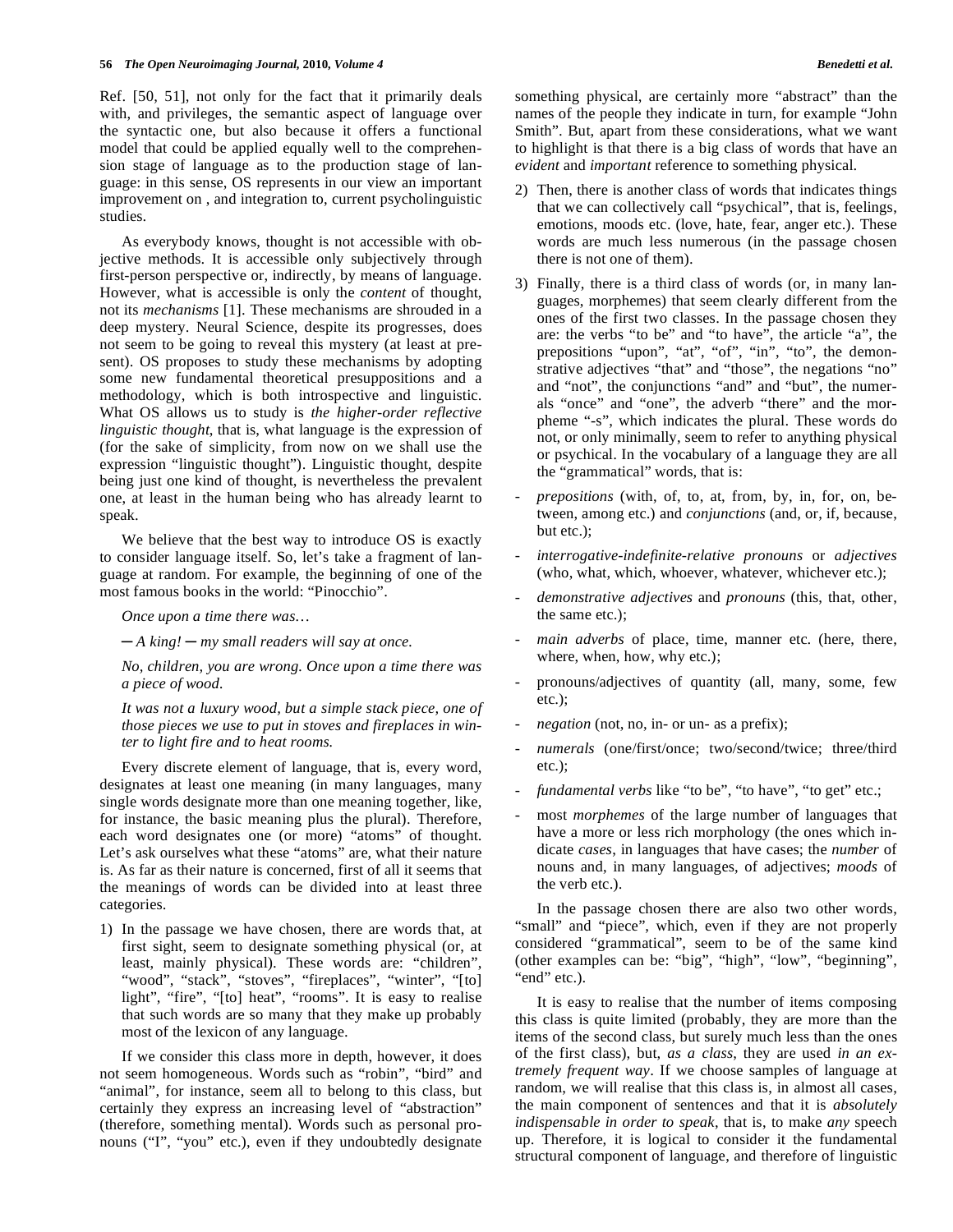Ref. [50, 51], not only for the fact that it primarily deals with, and privileges, the semantic aspect of language over the syntactic one, but also because it offers a functional model that could be applied equally well to the comprehension stage of language as to the production stage of language: in this sense, OS represents in our view an important improvement on , and integration to, current psycholinguistic studies.

As everybody knows, thought is not accessible with objective methods. It is accessible only subjectively through first-person perspective or, indirectly, by means of language. However, what is accessible is only the *content* of thought, not its *mechanisms* [1]. These mechanisms are shrouded in a deep mystery. Neural Science, despite its progresses, does not seem to be going to reveal this mystery (at least at present). OS proposes to study these mechanisms by adopting some new fundamental theoretical presuppositions and a methodology, which is both introspective and linguistic. What OS allows us to study is *the higher-order reflective linguistic thought*, that is, what language is the expression of (for the sake of simplicity, from now on we shall use the expression "linguistic thought"). Linguistic thought, despite being just one kind of thought, is nevertheless the prevalent one, at least in the human being who has already learnt to speak.

We believe that the best way to introduce OS is exactly to consider language itself. So, let's take a fragment of language at random. For example, the beginning of one of the most famous books in the world: "Pinocchio".

*Once upon a time there was…*

*─ A king! ─ my small readers will say at once.*

*No, children, you are wrong. Once upon a time there was a piece of wood.*

*It was not a luxury wood, but a simple stack piece, one of those pieces we use to put in stoves and fireplaces in winter to light fire and to heat rooms.*

Every discrete element of language, that is, every word, designates at least one meaning (in many languages, many single words designate more than one meaning together, like, for instance, the basic meaning plus the plural). Therefore, each word designates one (or more) "atoms" of thought. Let's ask ourselves what these "atoms" are, what their nature is. As far as their nature is concerned, first of all it seems that the meanings of words can be divided into at least three categories.

1) In the passage we have chosen, there are words that, at first sight, seem to designate something physical (or, at least, mainly physical). These words are: "children", "wood", "stack", "stoves", "fireplaces", "winter", "[to] light", "fire", "[to] heat", "rooms". It is easy to realise that such words are so many that they make up probably most of the lexicon of any language.

If we consider this class more in depth, however, it does not seem homogeneous. Words such as "robin", "bird" and "animal", for instance, seem all to belong to this class, but certainly they express an increasing level of "abstraction" (therefore, something mental). Words such as personal pronouns ("I", "you" etc.), even if they undoubtedly designate something physical, are certainly more "abstract" than the names of the people they indicate in turn, for example "John Smith". But, apart from these considerations, what we want to highlight is that there is a big class of words that have an *evident* and *important* reference to something physical.

2) Then, there is another class of words that indicates things that we can collectively call "psychical", that is, feelings, emotions, moods etc. (love, hate, fear, anger etc.). These words are much less numerous (in the passage chosen there is not one of them).

3) Finally, there is a third class of words (or, in many languages, morphemes) that seem clearly different from the ones of the first two classes. In the passage chosen they are: the verbs "to be" and "to have", the article "a", the prepositions "upon", "at", "of", "in", "to", the demonstrative adjectives "that" and "those", the negations "no" and "not", the conjunctions "and" and "but", the numerals "once" and "one", the adverb "there" and the morpheme "-s", which indicates the plural. These words do not, or only minimally, seem to refer to anything physical or psychical. In the vocabulary of a language they are all the "grammatical" words, that is:

- *prepositions* (with, of, to, at, from, by, in, for, on, between, among etc.) and *conjunctions* (and, or, if, because, but etc.);
- *interrogative-indefinite-relative pronouns* or *adjectives* (who, what, which, whoever, whatever, whichever etc.);
- *demonstrative adjectives* and *pronouns* (this, that, other, the same etc.);
- *main adverbs* of place, time, manner etc. (here, there, where, when, how, why etc.);
- pronouns/adjectives of quantity (all, many, some, few etc.);
- *negation* (not, no, in- or un- as a prefix);
- *numerals* (one/first/once; two/second/twice; three/third etc.);
- *fundamental verbs* like "to be", "to have", "to get" etc.;
- most *morphemes* of the large number of languages that have a more or less rich morphology (the ones which indicate *cases*, in languages that have cases; the *number* of nouns and, in many languages, of adjectives; *moods* of the verb etc.).

In the passage chosen there are also two other words, "small" and "piece", which, even if they are not properly considered "grammatical", seem to be of the same kind (other examples can be: "big", "high", "low", "beginning", "end" etc.).

It is easy to realise that the number of items composing this class is quite limited (probably, they are more than the items of the second class, but surely much less than the ones of the first class), but, *as a class*, they are used *in an extremely frequent way*. If we choose samples of language at random, we will realise that this class is, in almost all cases, the main component of sentences and that it is *absolutely indispensable in order to speak*, that is, to make *any* speech up. Therefore, it is logical to consider it the fundamental structural component of language, and therefore of linguistic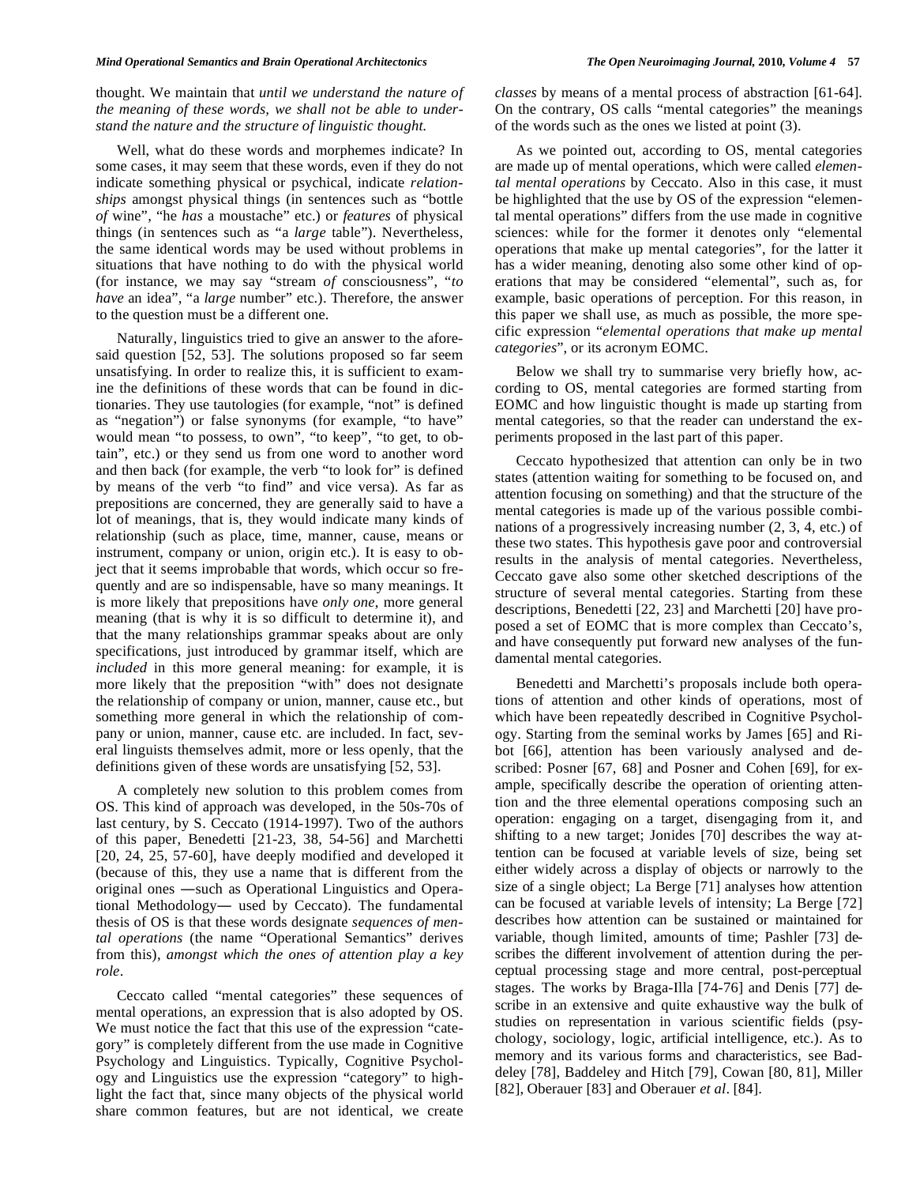thought. We maintain that *until we understand the nature of the meaning of these words, we shall not be able to understand the nature and the structure of linguistic thought.*

Well, what do these words and morphemes indicate? In some cases, it may seem that these words, even if they do not indicate something physical or psychical, indicate *relationships* amongst physical things (in sentences such as "bottle *of* wine", "he *has* a moustache" etc.) or *features* of physical things (in sentences such as "a *large* table"). Nevertheless, the same identical words may be used without problems in situations that have nothing to do with the physical world (for instance, we may say "stream *of* consciousness", "*to have* an idea", "a *large* number" etc.). Therefore, the answer to the question must be a different one.

Naturally, linguistics tried to give an answer to the aforesaid question [52, 53]. The solutions proposed so far seem unsatisfying. In order to realize this, it is sufficient to examine the definitions of these words that can be found in dictionaries. They use tautologies (for example, "not" is defined as "negation") or false synonyms (for example, "to have" would mean "to possess, to own", "to keep", "to get, to obtain", etc.) or they send us from one word to another word and then back (for example, the verb "to look for" is defined by means of the verb "to find" and vice versa). As far as prepositions are concerned, they are generally said to have a lot of meanings, that is, they would indicate many kinds of relationship (such as place, time, manner, cause, means or instrument, company or union, origin etc.). It is easy to object that it seems improbable that words, which occur so frequently and are so indispensable, have so many meanings. It is more likely that prepositions have *only one*, more general meaning (that is why it is so difficult to determine it), and that the many relationships grammar speaks about are only specifications, just introduced by grammar itself, which are *included* in this more general meaning: for example, it is more likely that the preposition "with" does not designate the relationship of company or union, manner, cause etc., but something more general in which the relationship of company or union, manner, cause etc. are included. In fact, several linguists themselves admit, more or less openly, that the definitions given of these words are unsatisfying [52, 53].

A completely new solution to this problem comes from OS. This kind of approach was developed, in the 50s-70s of last century, by S. Ceccato (1914-1997). Two of the authors of this paper, Benedetti [21-23, 38, 54-56] and Marchetti [20, 24, 25, 57-60], have deeply modified and developed it (because of this, they use a name that is different from the original ones —such as Operational Linguistics and Operational Methodology— used by Ceccato). The fundamental thesis of OS is that these words designate *sequences of mental operations* (the name "Operational Semantics" derives from this), *amongst which the ones of attention play a key role*.

Ceccato called "mental categories" these sequences of mental operations, an expression that is also adopted by OS. We must notice the fact that this use of the expression "category" is completely different from the use made in Cognitive Psychology and Linguistics. Typically, Cognitive Psychology and Linguistics use the expression "category" to highlight the fact that, since many objects of the physical world share common features, but are not identical, we create *classes* by means of a mental process of abstraction [61-64]. On the contrary, OS calls "mental categories" the meanings of the words such as the ones we listed at point (3).

As we pointed out, according to OS, mental categories are made up of mental operations, which were called *elemental mental operations* by Ceccato. Also in this case, it must be highlighted that the use by OS of the expression "elemental mental operations" differs from the use made in cognitive sciences: while for the former it denotes only "elemental operations that make up mental categories", for the latter it has a wider meaning, denoting also some other kind of operations that may be considered "elemental", such as, for example, basic operations of perception. For this reason, in this paper we shall use, as much as possible, the more specific expression "*elemental operations that make up mental categories*", or its acronym EOMC.

Below we shall try to summarise very briefly how, according to OS, mental categories are formed starting from EOMC and how linguistic thought is made up starting from mental categories, so that the reader can understand the experiments proposed in the last part of this paper.

Ceccato hypothesized that attention can only be in two states (attention waiting for something to be focused on, and attention focusing on something) and that the structure of the mental categories is made up of the various possible combinations of a progressively increasing number (2, 3, 4, etc.) of these two states. This hypothesis gave poor and controversial results in the analysis of mental categories. Nevertheless, Ceccato gave also some other sketched descriptions of the structure of several mental categories. Starting from these descriptions, Benedetti [22, 23] and Marchetti [20] have proposed a set of EOMC that is more complex than Ceccato's, and have consequently put forward new analyses of the fundamental mental categories.

Benedetti and Marchetti's proposals include both operations of attention and other kinds of operations, most of which have been repeatedly described in Cognitive Psychology. Starting from the seminal works by James [65] and Ribot [66], attention has been variously analysed and described: Posner [67, 68] and Posner and Cohen [69], for example, specifically describe the operation of orienting attention and the three elemental operations composing such an operation: engaging on a target, disengaging from it, and shifting to a new target; Jonides [70] describes the way attention can be focused at variable levels of size, being set either widely across a display of objects or narrowly to the size of a single object; La Berge [71] analyses how attention can be focused at variable levels of intensity; La Berge [72] describes how attention can be sustained or maintained for variable, though limited, amounts of time; Pashler [73] describes the different involvement of attention during the perceptual processing stage and more central, post-perceptual stages. The works by Braga-Illa [74-76] and Denis [77] describe in an extensive and quite exhaustive way the bulk of studies on representation in various scientific fields (psychology, sociology, logic, artificial intelligence, etc.). As to memory and its various forms and characteristics, see Baddeley [78], Baddeley and Hitch [79], Cowan [80, 81], Miller [82], Oberauer [83] and Oberauer *et al*. [84].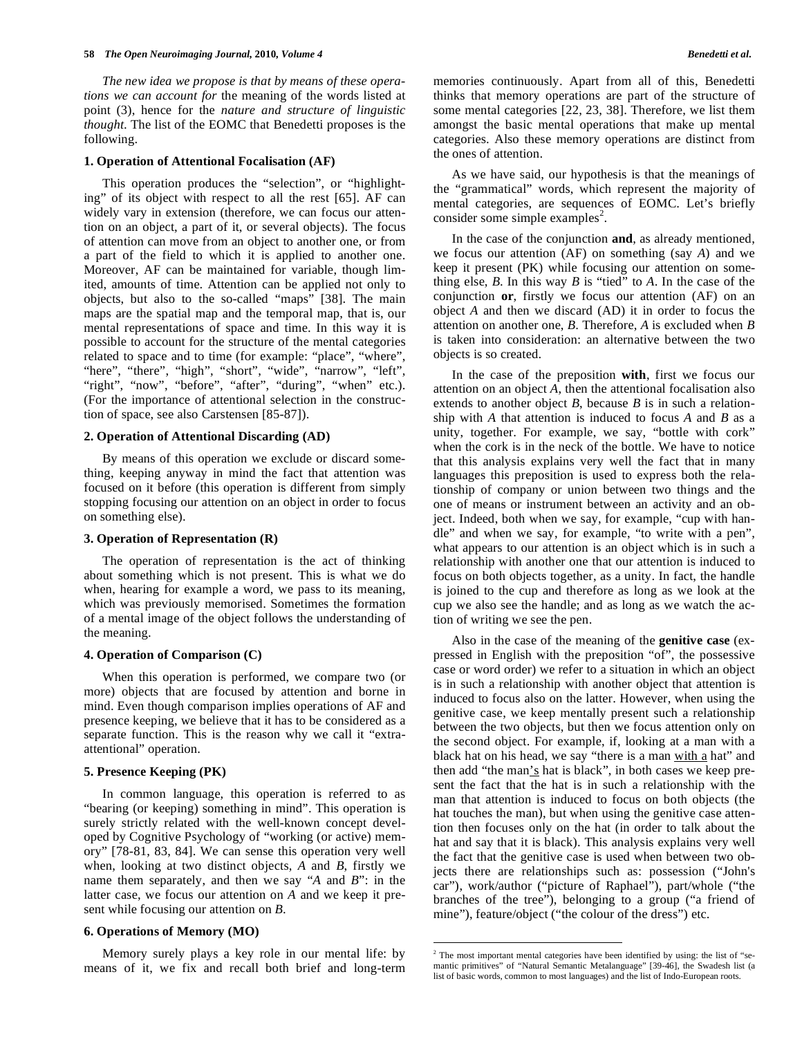*The new idea we propose is that by means of these operations we can account for* the meaning of the words listed at point (3), hence for the *nature and structure of linguistic thought*. The list of the EOMC that Benedetti proposes is the following.

### 1. Operation of Attentional Focalisation (AF)

This operation produces the "selection", or "highlighting" of its object with respect to all the rest [65]. AF can widely vary in extension (therefore, we can focus our attention on an object, a part of it, or several objects). The focus of attention can move from an object to another one, or from a part of the field to which it is applied to another one. Moreover, AF can be maintained for variable, though limited, amounts of time. Attention can be applied not only to objects, but also to the so-called "maps" [38]. The main maps are the spatial map and the temporal map, that is, our mental representations of space and time. In this way it is possible to account for the structure of the mental categories related to space and to time (for example: "place", "where", "here", "there", "high", "short", "wide", "narrow", "left", "right", "now", "before", "after", "during", "when" etc.). (For the importance of attentional selection in the construction of space, see also Carstensen [85-87]).

### 2. Operation of Attentional Discarding (AD)

By means of this operation we exclude or discard something, keeping anyway in mind the fact that attention was focused on it before (this operation is different from simply stopping focusing our attention on an object in order to focus on something else).

### 3. Operation of Representation (R)

The operation of representation is the act of thinking about something which is not present. This is what we do when, hearing for example a word, we pass to its meaning, which was previously memorised. Sometimes the formation of a mental image of the object follows the understanding of the meaning.

### 4. Operation of Comparison (C)

When this operation is performed, we compare two (or more) objects that are focused by attention and borne in mind. Even though comparison implies operations of AF and presence keeping, we believe that it has to be considered as a separate function. This is the reason why we call it "extra-attentional" operation.

### 5. Presence Keeping (PK)

In common language, this operation is referred to as "bearing (or keeping) something in mind". This operation is surely strictly related with the well-known concept developed by Cognitive Psychology of "working (or active) memory" [78-81, 83, 84]. We can sense this operation very well when, looking at two distinct objects, *A* and *B*, firstly we name them separately, and then we say "*A* and *B*": in the latter case, we focus our attention on *A* and we keep it present while focusing our attention on *B*.

### 6. Operations of Memory (MO)

Memory surely plays a key role in our mental life: by means of it, we fix and recall both brief and long-term memories continuously. Apart from all of this, Benedetti thinks that memory operations are part of the structure of some mental categories [22, 23, 38]. Therefore, we list them amongst the basic mental operations that make up mental categories. Also these memory operations are distinct from the ones of attention.

As we have said, our hypothesis is that the meanings of the "grammatical" words, which represent the majority of mental categories, are sequences of EOMC. Let's briefly consider some simple examples[2].

In the case of the conjunction **and**, as already mentioned, we focus our attention (AF) on something (say *A*) and we keep it present (PK) while focusing our attention on something else, *B*. In this way *B* is "tied" to *A*. In the case of the conjunction **or**, firstly we focus our attention (AF) on an object *A* and then we discard (AD) it in order to focus the attention on another one, *B*. Therefore, *A* is excluded when *B* is taken into consideration: an alternative between the two objects is so created.

In the case of the preposition **with**, first we focus our attention on an object *A*, then the attentional focalisation also extends to another object *B*, because *B* is in such a relationship with *A* that attention is induced to focus *A* and *B* as a unity, together. For example, we say, "bottle with cork" when the cork is in the neck of the bottle. We have to notice that this analysis explains very well the fact that in many languages this preposition is used to express both the relationship of company or union between two things and the one of means or instrument between an activity and an object. Indeed, both when we say, for example, "cup with handle" and when we say, for example, "to write with a pen", what appears to our attention is an object which is in such a relationship with another one that our attention is induced to focus on both objects together, as a unity. In fact, the handle is joined to the cup and therefore as long as we look at the cup we also see the handle; and as long as we watch the action of writing we see the pen.

Also in the case of the meaning of the **genitive case** (expressed in English with the preposition "of", the possessive case or word order) we refer to a situation in which an object is in such a relationship with another object that attention is induced to focus also on the latter. However, when using the genitive case, we keep mentally present such a relationship between the two objects, but then we focus attention only on the second object. For example, if, looking at a man with a black hat on his head, we say "there is a man <u>with a</u> hat" and then add "the man<u>'s</u> hat is black", in both cases we keep present the fact that the hat is in such a relationship with the man that attention is induced to focus on both objects (the hat touches the man), but when using the genitive case attention then focuses only on the hat (in order to talk about the hat and say that it is black). This analysis explains very well the fact that the genitive case is used when between two objects there are relationships such as: possession ("John's car"), work/author ("picture of Raphael"), part/whole ("the branches of the tree"), belonging to a group ("a friend of mine"), feature/object ("the colour of the dress") etc.

---

[2] The most important mental categories have been identified by using: the list of "semantic primitives" of "Natural Semantic Metalanguage" [39-46], the Swadesh list (a list of basic words, common to most languages) and the list of Indo-European roots.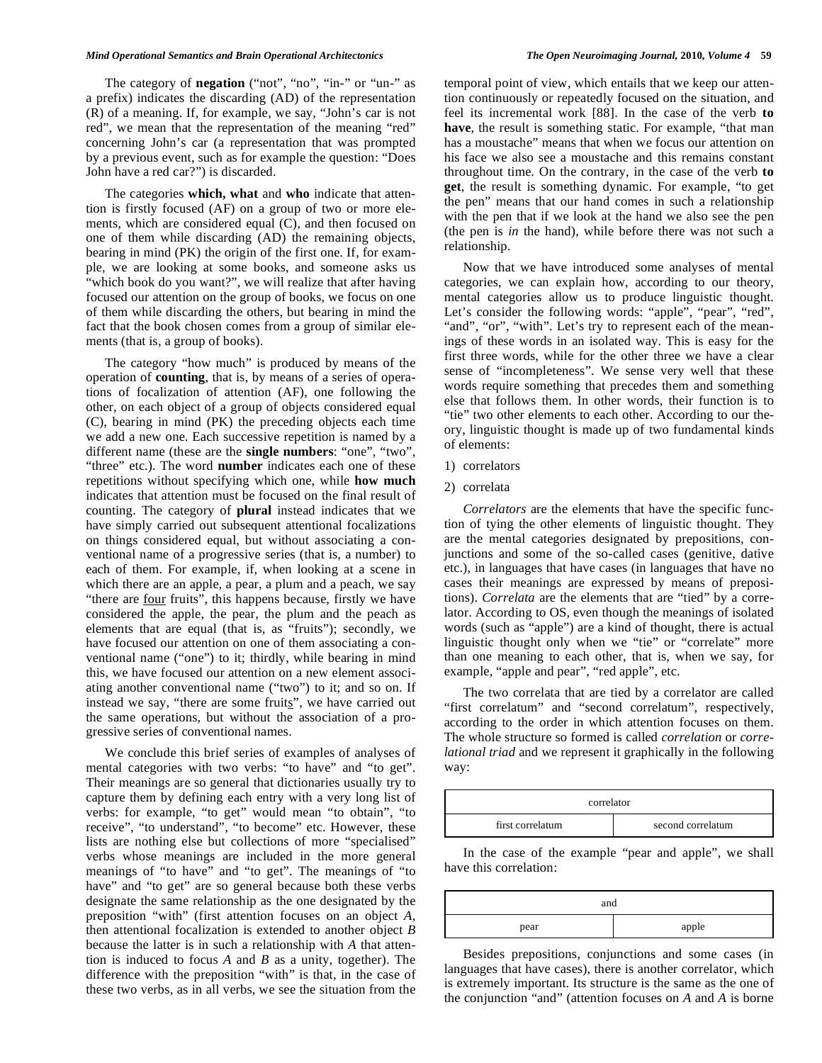The category of **negation** ("not", "no", "in-" or "un-" as a prefix) indicates the discarding (AD) of the representation (R) of a meaning. If, for example, we say, "John's car is not red", we mean that the representation of the meaning "red" concerning John's car (a representation that was prompted by a previous event, such as for example the question: "Does John have a red car?") is discarded.

The categories **which, what** and **who** indicate that attention is firstly focused (AF) on a group of two or more elements, which are considered equal (C), and then focused on one of them while discarding (AD) the remaining objects, bearing in mind (PK) the origin of the first one. If, for example, we are looking at some books, and someone asks us "which book do you want?", we will realize that after having focused our attention on the group of books, we focus on one of them while discarding the others, but bearing in mind the fact that the book chosen comes from a group of similar elements (that is, a group of books).

The category "how much" is produced by means of the operation of **counting**, that is, by means of a series of operations of focalization of attention (AF), one following the other, on each object of a group of objects considered equal (C), bearing in mind (PK) the preceding objects each time we add a new one. Each successive repetition is named by a different name (these are the **single numbers**: "one", "two", "three" etc.). The word **number** indicates each one of these repetitions without specifying which one, while **how much** indicates that attention must be focused on the final result of counting. The category of **plural** instead indicates that we have simply carried out subsequent attentional focalizations on things considered equal, but without associating a conventional name of a progressive series (that is, a number) to each of them. For example, if, when looking at a scene in which there are an apple, a pear, a plum and a peach, we say "there are <u>four</u> fruits", this happens because, firstly we have considered the apple, the pear, the plum and the peach as elements that are equal (that is, as "fruits"); secondly, we have focused our attention on one of them associating a conventional name ("one") to it; thirdly, while bearing in mind this, we have focused our attention on a new element associating another conventional name ("two") to it; and so on. If instead we say, "there are some fruit<u>s</u>", we have carried out the same operations, but without the association of a progressive series of conventional names.

We conclude this brief series of examples of analyses of mental categories with two verbs: "to have" and "to get". Their meanings are so general that dictionaries usually try to capture them by defining each entry with a very long list of verbs: for example, "to get" would mean "to obtain", "to receive", "to understand", "to become" etc. However, these lists are nothing else but collections of more "specialised" verbs whose meanings are included in the more general meanings of "to have" and "to get". The meanings of "to have" and "to get" are so general because both these verbs designate the same relationship as the one designated by the preposition "with" (first attention focuses on an object *A*, then attentional focalization is extended to another object *B* because the latter is in such a relationship with *A* that attention is induced to focus *A* and *B* as a unity, together). The difference with the preposition "with" is that, in the case of these two verbs, as in all verbs, we see the situation from the temporal point of view, which entails that we keep our attention continuously or repeatedly focused on the situation, and feel its incremental work [88]. In the case of the verb **to have**, the result is something static. For example, "that man has a moustache" means that when we focus our attention on his face we also see a moustache and this remains constant throughout time. On the contrary, in the case of the verb **to get**, the result is something dynamic. For example, "to get the pen" means that our hand comes in such a relationship with the pen that if we look at the hand we also see the pen (the pen is *in* the hand), while before there was not such a relationship.

Now that we have introduced some analyses of mental categories, we can explain how, according to our theory, mental categories allow us to produce linguistic thought. Let's consider the following words: "apple", "pear", "red", "and", "or", "with". Let's try to represent each of the meanings of these words in an isolated way. This is easy for the first three words, while for the other three we have a clear sense of "incompleteness". We sense very well that these words require something that precedes them and something else that follows them. In other words, their function is to "tie" two other elements to each other. According to our theory, linguistic thought is made up of two fundamental kinds of elements:

1) correlators
2) correlata

*Correlators* are the elements that have the specific function of tying the other elements of linguistic thought. They are the mental categories designated by prepositions, conjunctions and some of the so-called cases (genitive, dative etc.), in languages that have cases (in languages that have no cases their meanings are expressed by means of prepositions). *Correlata* are the elements that are "tied" by a correlator. According to OS, even though the meanings of isolated words (such as "apple") are a kind of thought, there is actual linguistic thought only when we "tie" or "correlate" more than one meaning to each other, that is, when we say, for example, "apple and pear", "red apple", etc.

The two correlata that are tied by a correlator are called "first correlatum" and "second correlatum", respectively, according to the order in which attention focuses on them. The whole structure so formed is called *correlation* or *correlational triad* and we represent it graphically in the following way:

| correlator | |
|---|---|
| first correlatum | second correlatum |

In the case of the example "pear and apple", we shall have this correlation:

| and | |
|---|---|
| pear | apple |

Besides prepositions, conjunctions and some cases (in languages that have cases), there is another correlator, which is extremely important. Its structure is the same as the one of the conjunction "and" (attention focuses on *A* and *A* is borne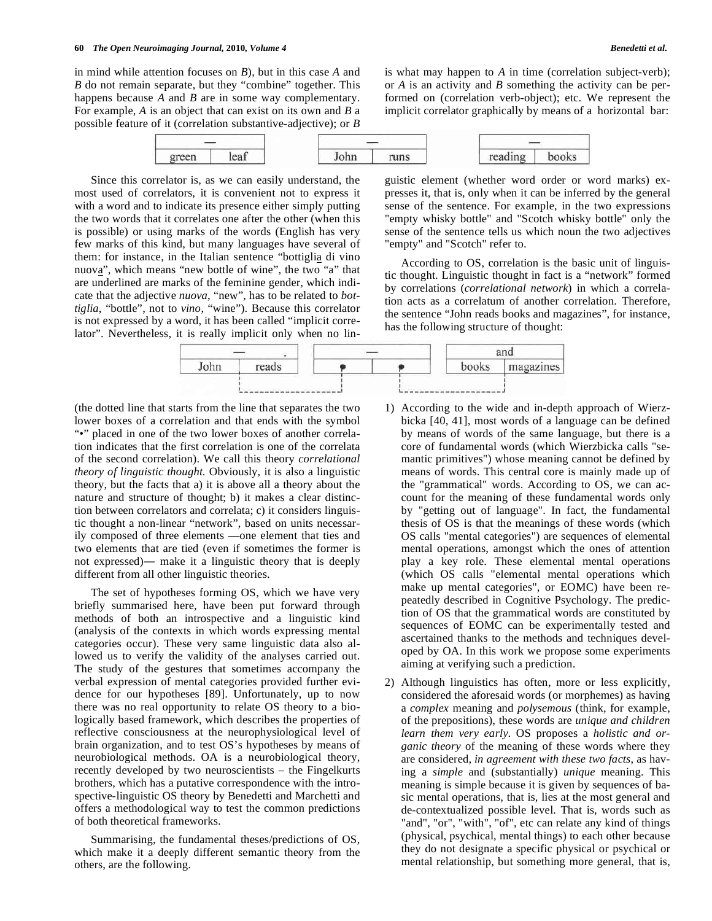in mind while attention focuses on *B*), but in this case *A* and *B* do not remain separate, but they "combine" together. This happens because *A* and *B* are in some way complementary. For example, *A* is an object that can exist on its own and *B* a possible feature of it (correlation substantive-adjective); or *B* is what may happen to *A* in time (correlation subject-verb); or *A* is an activity and *B* something the activity can be performed on (correlation verb-object); etc. We represent the implicit correlator graphically by means of a horizontal bar:

| — | |
|---|---|
| green | leaf |

| — | |
|---|---|
| John | runs |

| — | |
|---|---|
| reading | books |

Since this correlator is, as we can easily understand, the most used of correlators, it is convenient not to express it with a word and to indicate its presence either simply putting the two words that it correlates one after the other (when this is possible) or using marks of the words (English has very few marks of this kind, but many languages have several of them: for instance, in the Italian sentence "bottigli<u>a</u> di vino nuov<u>a</u>", which means "new bottle of wine", the two "a" that are underlined are marks of the feminine gender, which indicate that the adjective *nuova*, "new", has to be related to *bottiglia*, "bottle", not to *vino*, "wine"). Because this correlator is not expressed by a word, it has been called "implicit correlator". Nevertheless, it is really implicit only when no linguistic element (whether word order or word marks) expresses it, that is, only when it can be inferred by the general sense of the sentence. For example, in the two expressions "empty whisky bottle" and "Scotch whisky bottle" only the sense of the sentence tells us which noun the two adjectives "empty" and "Scotch" refer to.

According to OS, correlation is the basic unit of linguistic thought. Linguistic thought in fact is a "network" formed by correlations (*correlational network*) in which a correlation acts as a correlatum of another correlation. Therefore, the sentence "John reads books and magazines", for instance, has the following structure of thought:

| — | |
|---|---|
| John | reads |

| — | |
|---|---|
| • | • |

| and | |
|---|---|
| books | magazines |

(the dotted line that starts from the line that separates the two lower boxes of a correlation and that ends with the symbol "•" placed in one of the two lower boxes of another correlation indicates that the first correlation is one of the correlata of the second correlation). We call this theory *correlational theory of linguistic thought.* Obviously, it is also a linguistic theory, but the facts that a) it is above all a theory about the nature and structure of thought; b) it makes a clear distinction between correlators and correlata; c) it considers linguistic thought a non-linear "network", based on units necessarily composed of three elements —one element that ties and two elements that are tied (even if sometimes the former is not expressed)— make it a linguistic theory that is deeply different from all other linguistic theories.

The set of hypotheses forming OS, which we have very briefly summarised here, have been put forward through methods of both an introspective and a linguistic kind (analysis of the contexts in which words expressing mental categories occur). These very same linguistic data also allowed us to verify the validity of the analyses carried out. The study of the gestures that sometimes accompany the verbal expression of mental categories provided further evidence for our hypotheses [89]. Unfortunately, up to now there was no real opportunity to relate OS theory to a biologically based framework, which describes the properties of reflective consciousness at the neurophysiological level of brain organization, and to test OS's hypotheses by means of neurobiological methods. OA is a neurobiological theory, recently developed by two neuroscientists – the Fingelkurts brothers, which has a putative correspondence with the introspective-linguistic OS theory by Benedetti and Marchetti and offers a methodological way to test the common predictions of both theoretical frameworks.

Summarising, the fundamental theses/predictions of OS, which make it a deeply different semantic theory from the others, are the following.

1) According to the wide and in-depth approach of Wierzbicka [40, 41], most words of a language can be defined by means of words of the same language, but there is a core of fundamental words (which Wierzbicka calls "semantic primitives") whose meaning cannot be defined by means of words. This central core is mainly made up of the "grammatical" words. According to OS, we can account for the meaning of these fundamental words only by "getting out of language". In fact, the fundamental thesis of OS is that the meanings of these words (which OS calls "mental categories") are sequences of elemental mental operations, amongst which the ones of attention play a key role. These elemental mental operations (which OS calls "elemental mental operations which make up mental categories", or EOMC) have been repeatedly described in Cognitive Psychology. The prediction of OS that the grammatical words are constituted by sequences of EOMC can be experimentally tested and ascertained thanks to the methods and techniques developed by OA. In this work we propose some experiments aiming at verifying such a prediction.
2) Although linguistics has often, more or less explicitly, considered the aforesaid words (or morphemes) as having a *complex* meaning and *polysemous* (think, for example, of the prepositions), these words are *unique and children learn them very early.* OS proposes a *holistic and organic theory* of the meaning of these words where they are considered, *in agreement with these two facts*, as having a *simple* and (substantially) *unique* meaning. This meaning is simple because it is given by sequences of basic mental operations, that is, lies at the most general and de-contextualized possible level. That is, words such as "and", "or", "with", "of", etc can relate any kind of things (physical, psychical, mental things) to each other because they do not designate a specific physical or psychical or mental relationship, but something more general, that is,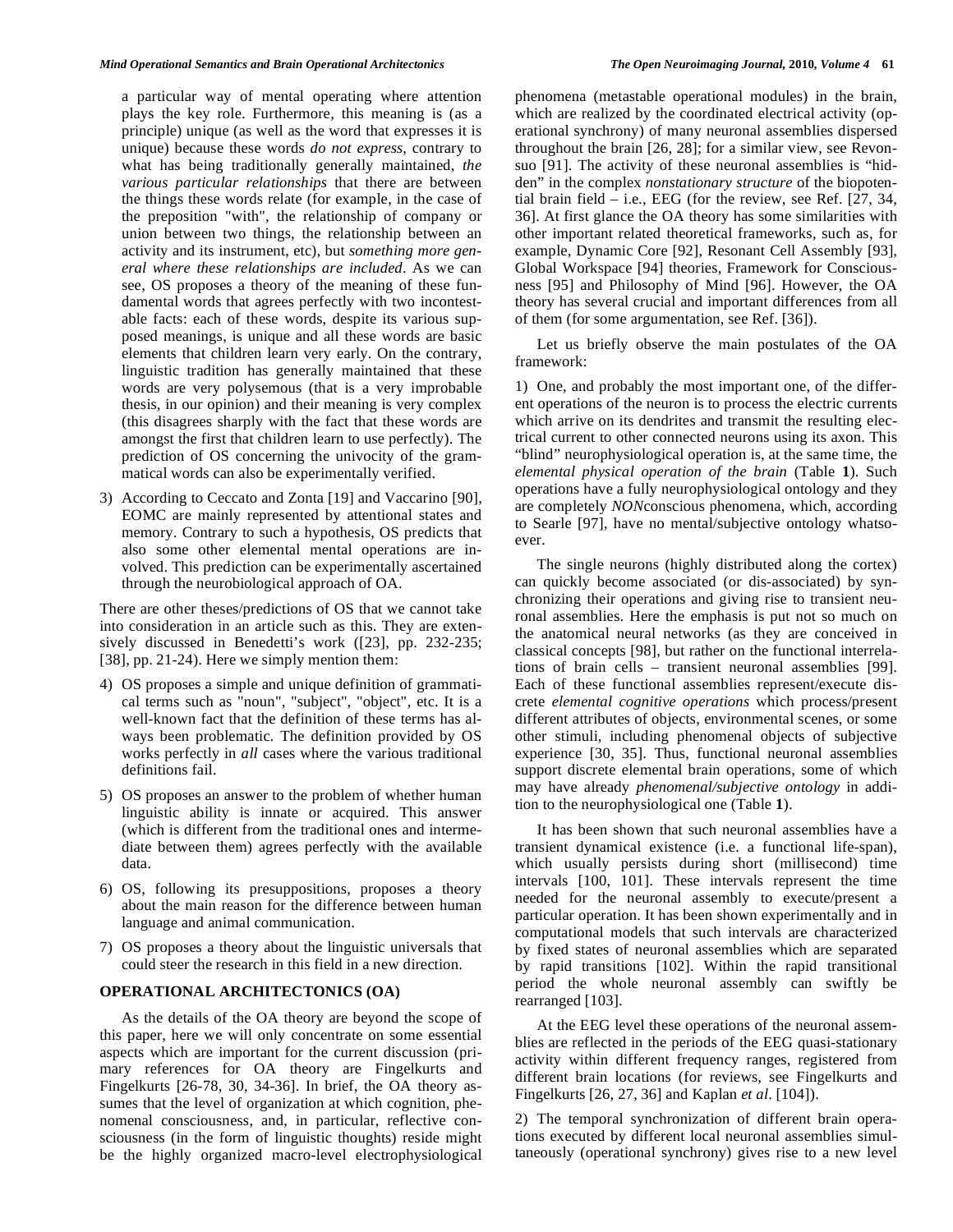a particular way of mental operating where attention plays the key role. Furthermore, this meaning is (as a principle) unique (as well as the word that expresses it is unique) because these words *do not express*, contrary to what has being traditionally generally maintained, *the various particular relationships* that there are between the things these words relate (for example, in the case of the preposition "with", the relationship of company or union between two things, the relationship between an activity and its instrument, etc), but *something more general where these relationships are included*. As we can see, OS proposes a theory of the meaning of these fundamental words that agrees perfectly with two incontestable facts: each of these words, despite its various supposed meanings, is unique and all these words are basic elements that children learn very early. On the contrary, linguistic tradition has generally maintained that these words are very polysemous (that is a very improbable thesis, in our opinion) and their meaning is very complex (this disagrees sharply with the fact that these words are amongst the first that children learn to use perfectly). The prediction of OS concerning the univocity of the grammatical words can also be experimentally verified.

3) According to Ceccato and Zonta [19] and Vaccarino [90], EOMC are mainly represented by attentional states and memory. Contrary to such a hypothesis, OS predicts that also some other elemental mental operations are involved. This prediction can be experimentally ascertained through the neurobiological approach of OA.

There are other theses/predictions of OS that we cannot take into consideration in an article such as this. They are extensively discussed in Benedetti's work ([23], pp. 232-235; [38], pp. 21-24). Here we simply mention them:

4) OS proposes a simple and unique definition of grammatical terms such as "noun", "subject", "object", etc. It is a well-known fact that the definition of these terms has always been problematic. The definition provided by OS works perfectly in *all* cases where the various traditional definitions fail.

5) OS proposes an answer to the problem of whether human linguistic ability is innate or acquired. This answer (which is different from the traditional ones and intermediate between them) agrees perfectly with the available data.

6) OS, following its presuppositions, proposes a theory about the main reason for the difference between human language and animal communication.

7) OS proposes a theory about the linguistic universals that could steer the research in this field in a new direction.

## OPERATIONAL ARCHITECTONICS (OA)

As the details of the OA theory are beyond the scope of this paper, here we will only concentrate on some essential aspects which are important for the current discussion (primary references for OA theory are Fingelkurts and Fingelkurts [26-78, 30, 34-36]. In brief, the OA theory assumes that the level of organization at which cognition, phenomenal consciousness, and, in particular, reflective consciousness (in the form of linguistic thoughts) reside might be the highly organized macro-level electrophysiological phenomena (metastable operational modules) in the brain, which are realized by the coordinated electrical activity (operational synchrony) of many neuronal assemblies dispersed throughout the brain [26, 28]; for a similar view, see Revonsuo [91]. The activity of these neuronal assemblies is "hidden" in the complex *nonstationary structure* of the biopotential brain field – i.e., EEG (for the review, see Ref. [27, 34, 36]. At first glance the OA theory has some similarities with other important related theoretical frameworks, such as, for example, Dynamic Core [92], Resonant Cell Assembly [93], Global Workspace [94] theories, Framework for Consciousness [95] and Philosophy of Mind [96]. However, the OA theory has several crucial and important differences from all of them (for some argumentation, see Ref. [36]).

Let us briefly observe the main postulates of the OA framework:

1) One, and probably the most important one, of the different operations of the neuron is to process the electric currents which arrive on its dendrites and transmit the resulting electrical current to other connected neurons using its axon. This "blind" neurophysiological operation is, at the same time, the *elemental physical operation of the brain* (Table **1**). Such operations have a fully neurophysiological ontology and they are completely *NON*conscious phenomena, which, according to Searle [97], have no mental/subjective ontology whatsoever.

The single neurons (highly distributed along the cortex) can quickly become associated (or dis-associated) by synchronizing their operations and giving rise to transient neuronal assemblies. Here the emphasis is put not so much on the anatomical neural networks (as they are conceived in classical concepts [98], but rather on the functional interrelations of brain cells – transient neuronal assemblies [99]. Each of these functional assemblies represent/execute discrete *elemental cognitive operations* which process/present different attributes of objects, environmental scenes, or some other stimuli, including phenomenal objects of subjective experience [30, 35]. Thus, functional neuronal assemblies support discrete elemental brain operations, some of which may have already *phenomenal/subjective ontology* in addition to the neurophysiological one (Table **1**).

It has been shown that such neuronal assemblies have a transient dynamical existence (i.e. a functional life-span), which usually persists during short (millisecond) time intervals [100, 101]. These intervals represent the time needed for the neuronal assembly to execute/present a particular operation. It has been shown experimentally and in computational models that such intervals are characterized by fixed states of neuronal assemblies which are separated by rapid transitions [102]. Within the rapid transitional period the whole neuronal assembly can swiftly be rearranged [103].

At the EEG level these operations of the neuronal assemblies are reflected in the periods of the EEG quasi-stationary activity within different frequency ranges, registered from different brain locations (for reviews, see Fingelkurts and Fingelkurts [26, 27, 36] and Kaplan *et al*. [104]).

2) The temporal synchronization of different brain operations executed by different local neuronal assemblies simultaneously (operational synchrony) gives rise to a new level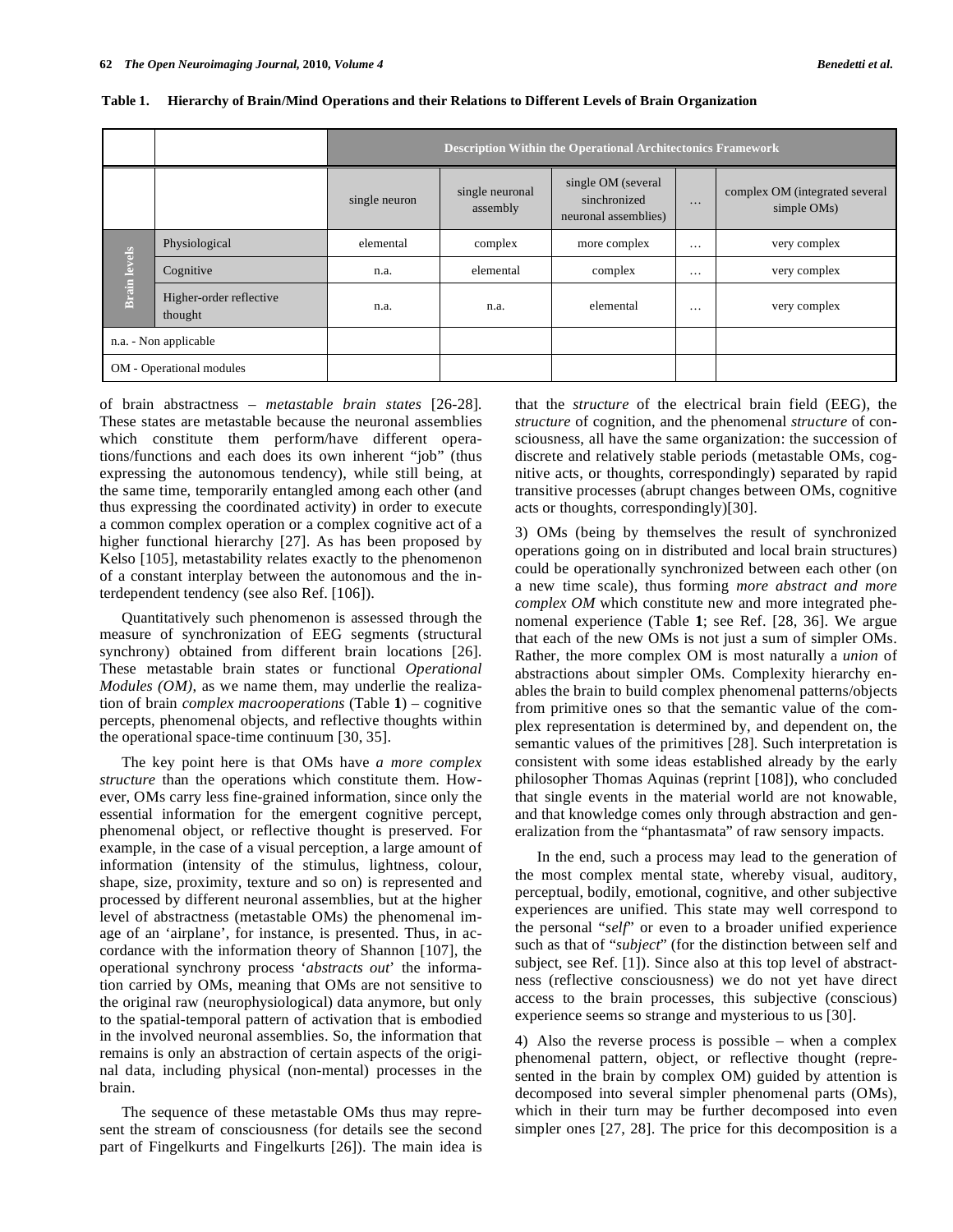**Table 1. Hierarchy of Brain/Mind Operations and their Relations to Different Levels of Brain Organization**

| | | Description Within the Operational Architectonics Framework | | | | |
|---|---|---|---|---|---|---|
| | | single neuron | single neuronal assembly | single OM (several sinchronized neuronal assemblies) | … | complex OM (integrated several simple OMs) |
| Brain levels | Physiological | elemental | complex | more complex | … | very complex |
| | Cognitive | n.a. | elemental | complex | … | very complex |
| | Higher-order reflective thought | n.a. | n.a. | elemental | … | very complex |
| n.a. - Non applicable | | | | | | |
| OM - Operational modules | | | | | | |

of brain abstractness – *metastable brain states* [26-28]. These states are metastable because the neuronal assemblies which constitute them perform/have different operations/functions and each does its own inherent "job" (thus expressing the autonomous tendency), while still being, at the same time, temporarily entangled among each other (and thus expressing the coordinated activity) in order to execute a common complex operation or a complex cognitive act of a higher functional hierarchy [27]. As has been proposed by Kelso [105], metastability relates exactly to the phenomenon of a constant interplay between the autonomous and the interdependent tendency (see also Ref. [106]).

Quantitatively such phenomenon is assessed through the measure of synchronization of EEG segments (structural synchrony) obtained from different brain locations [26]. These metastable brain states or functional *Operational Modules (OM)*, as we name them, may underlie the realization of brain *complex macrooperations* (Table **1**) – cognitive percepts, phenomenal objects, and reflective thoughts within the operational space-time continuum [30, 35].

The key point here is that OMs have *a more complex structure* than the operations which constitute them. However, OMs carry less fine-grained information, since only the essential information for the emergent cognitive percept, phenomenal object, or reflective thought is preserved. For example, in the case of a visual perception, a large amount of information (intensity of the stimulus, lightness, colour, shape, size, proximity, texture and so on) is represented and processed by different neuronal assemblies, but at the higher level of abstractness (metastable OMs) the phenomenal image of an 'airplane', for instance, is presented. Thus, in accordance with the information theory of Shannon [107], the operational synchrony process '*abstracts out*' the information carried by OMs, meaning that OMs are not sensitive to the original raw (neurophysiological) data anymore, but only to the spatial-temporal pattern of activation that is embodied in the involved neuronal assemblies. So, the information that remains is only an abstraction of certain aspects of the original data, including physical (non-mental) processes in the brain.

The sequence of these metastable OMs thus may represent the stream of consciousness (for details see the second part of Fingelkurts and Fingelkurts [26]). The main idea is that the *structure* of the electrical brain field (EEG), the *structure* of cognition, and the phenomenal *structure* of consciousness, all have the same organization: the succession of discrete and relatively stable periods (metastable OMs, cognitive acts, or thoughts, correspondingly) separated by rapid transitive processes (abrupt changes between OMs, cognitive acts or thoughts, correspondingly)[30].

3) OMs (being by themselves the result of synchronized operations going on in distributed and local brain structures) could be operationally synchronized between each other (on a new time scale), thus forming *more abstract and more complex OM* which constitute new and more integrated phenomenal experience (Table **1**; see Ref. [28, 36]. We argue that each of the new OMs is not just a sum of simpler OMs. Rather, the more complex OM is most naturally a *union* of abstractions about simpler OMs. Complexity hierarchy enables the brain to build complex phenomenal patterns/objects from primitive ones so that the semantic value of the complex representation is determined by, and dependent on, the semantic values of the primitives [28]. Such interpretation is consistent with some ideas established already by the early philosopher Thomas Aquinas (reprint [108]), who concluded that single events in the material world are not knowable, and that knowledge comes only through abstraction and generalization from the "phantasmata" of raw sensory impacts.

In the end, such a process may lead to the generation of the most complex mental state, whereby visual, auditory, perceptual, bodily, emotional, cognitive, and other subjective experiences are unified. This state may well correspond to the personal "*self*" or even to a broader unified experience such as that of "*subject*" (for the distinction between self and subject, see Ref. [1]). Since also at this top level of abstractness (reflective consciousness) we do not yet have direct access to the brain processes, this subjective (conscious) experience seems so strange and mysterious to us [30].

4) Also the reverse process is possible – when a complex phenomenal pattern, object, or reflective thought (represented in the brain by complex OM) guided by attention is decomposed into several simpler phenomenal parts (OMs), which in their turn may be further decomposed into even simpler ones [27, 28]. The price for this decomposition is a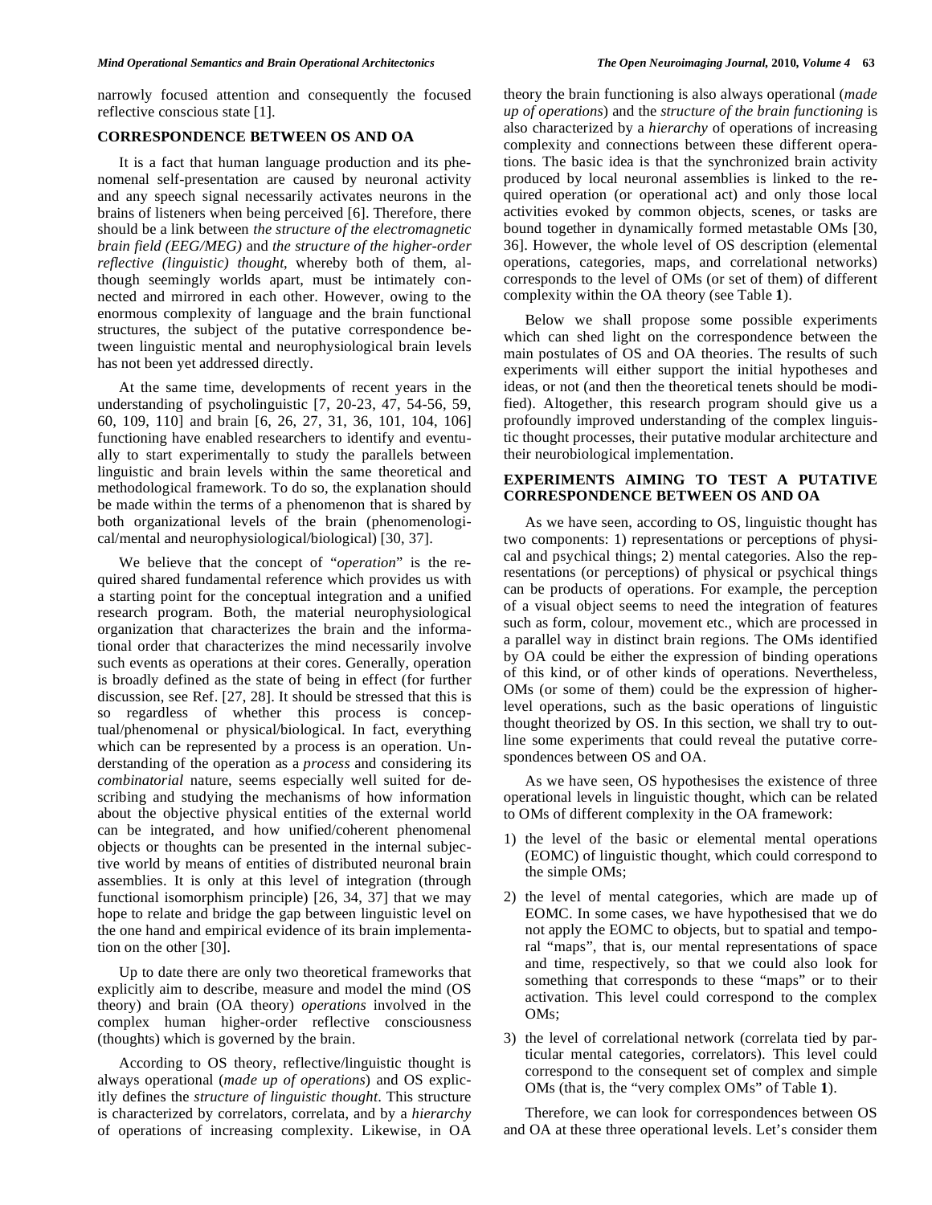narrowly focused attention and consequently the focused reflective conscious state [1].

## CORRESPONDENCE BETWEEN OS AND OA

It is a fact that human language production and its phenomenal self-presentation are caused by neuronal activity and any speech signal necessarily activates neurons in the brains of listeners when being perceived [6]. Therefore, there should be a link between *the structure of the electromagnetic brain field (EEG/MEG)* and *the structure of the higher-order reflective (linguistic) thought*, whereby both of them, although seemingly worlds apart, must be intimately connected and mirrored in each other. However, owing to the enormous complexity of language and the brain functional structures, the subject of the putative correspondence between linguistic mental and neurophysiological brain levels has not been yet addressed directly.

At the same time, developments of recent years in the understanding of psycholinguistic [7, 20-23, 47, 54-56, 59, 60, 109, 110] and brain [6, 26, 27, 31, 36, 101, 104, 106] functioning have enabled researchers to identify and eventually to start experimentally to study the parallels between linguistic and brain levels within the same theoretical and methodological framework. To do so, the explanation should be made within the terms of a phenomenon that is shared by both organizational levels of the brain (phenomenological/mental and neurophysiological/biological) [30, 37].

We believe that the concept of "*operation*" is the required shared fundamental reference which provides us with a starting point for the conceptual integration and a unified research program. Both, the material neurophysiological organization that characterizes the brain and the informational order that characterizes the mind necessarily involve such events as operations at their cores. Generally, operation is broadly defined as the state of being in effect (for further discussion, see Ref. [27, 28]. It should be stressed that this is so regardless of whether this process is conceptual/phenomenal or physical/biological. In fact, everything which can be represented by a process is an operation. Understanding of the operation as a *process* and considering its *combinatorial* nature, seems especially well suited for describing and studying the mechanisms of how information about the objective physical entities of the external world can be integrated, and how unified/coherent phenomenal objects or thoughts can be presented in the internal subjective world by means of entities of distributed neuronal brain assemblies. It is only at this level of integration (through functional isomorphism principle) [26, 34, 37] that we may hope to relate and bridge the gap between linguistic level on the one hand and empirical evidence of its brain implementation on the other [30].

Up to date there are only two theoretical frameworks that explicitly aim to describe, measure and model the mind (OS theory) and brain (OA theory) *operations* involved in the complex human higher-order reflective consciousness (thoughts) which is governed by the brain.

According to OS theory, reflective/linguistic thought is always operational (*made up of operations*) and OS explicitly defines the *structure of linguistic thought*. This structure is characterized by correlators, correlata, and by a *hierarchy* of operations of increasing complexity. Likewise, in OA theory the brain functioning is also always operational (*made up of operations*) and the *structure of the brain functioning* is also characterized by a *hierarchy* of operations of increasing complexity and connections between these different operations. The basic idea is that the synchronized brain activity produced by local neuronal assemblies is linked to the required operation (or operational act) and only those local activities evoked by common objects, scenes, or tasks are bound together in dynamically formed metastable OMs [30, 36]. However, the whole level of OS description (elemental operations, categories, maps, and correlational networks) corresponds to the level of OMs (or set of them) of different complexity within the OA theory (see Table **1**).

Below we shall propose some possible experiments which can shed light on the correspondence between the main postulates of OS and OA theories. The results of such experiments will either support the initial hypotheses and ideas, or not (and then the theoretical tenets should be modified). Altogether, this research program should give us a profoundly improved understanding of the complex linguistic thought processes, their putative modular architecture and their neurobiological implementation.

## EXPERIMENTS AIMING TO TEST A PUTATIVE CORRESPONDENCE BETWEEN OS AND OA

As we have seen, according to OS, linguistic thought has two components: 1) representations or perceptions of physical and psychical things; 2) mental categories. Also the representations (or perceptions) of physical or psychical things can be products of operations. For example, the perception of a visual object seems to need the integration of features such as form, colour, movement etc., which are processed in a parallel way in distinct brain regions. The OMs identified by OA could be either the expression of binding operations of this kind, or of other kinds of operations. Nevertheless, OMs (or some of them) could be the expression of higher-level operations, such as the basic operations of linguistic thought theorized by OS. In this section, we shall try to outline some experiments that could reveal the putative correspondences between OS and OA.

As we have seen, OS hypothesises the existence of three operational levels in linguistic thought, which can be related to OMs of different complexity in the OA framework:

1) the level of the basic or elemental mental operations (EOMC) of linguistic thought, which could correspond to the simple OMs;
2) the level of mental categories, which are made up of EOMC. In some cases, we have hypothesised that we do not apply the EOMC to objects, but to spatial and temporal "maps", that is, our mental representations of space and time, respectively, so that we could also look for something that corresponds to these "maps" or to their activation. This level could correspond to the complex OMs;
3) the level of correlational network (correlata tied by particular mental categories, correlators). This level could correspond to the consequent set of complex and simple OMs (that is, the "very complex OMs" of Table **1**).

Therefore, we can look for correspondences between OS and OA at these three operational levels. Let's consider them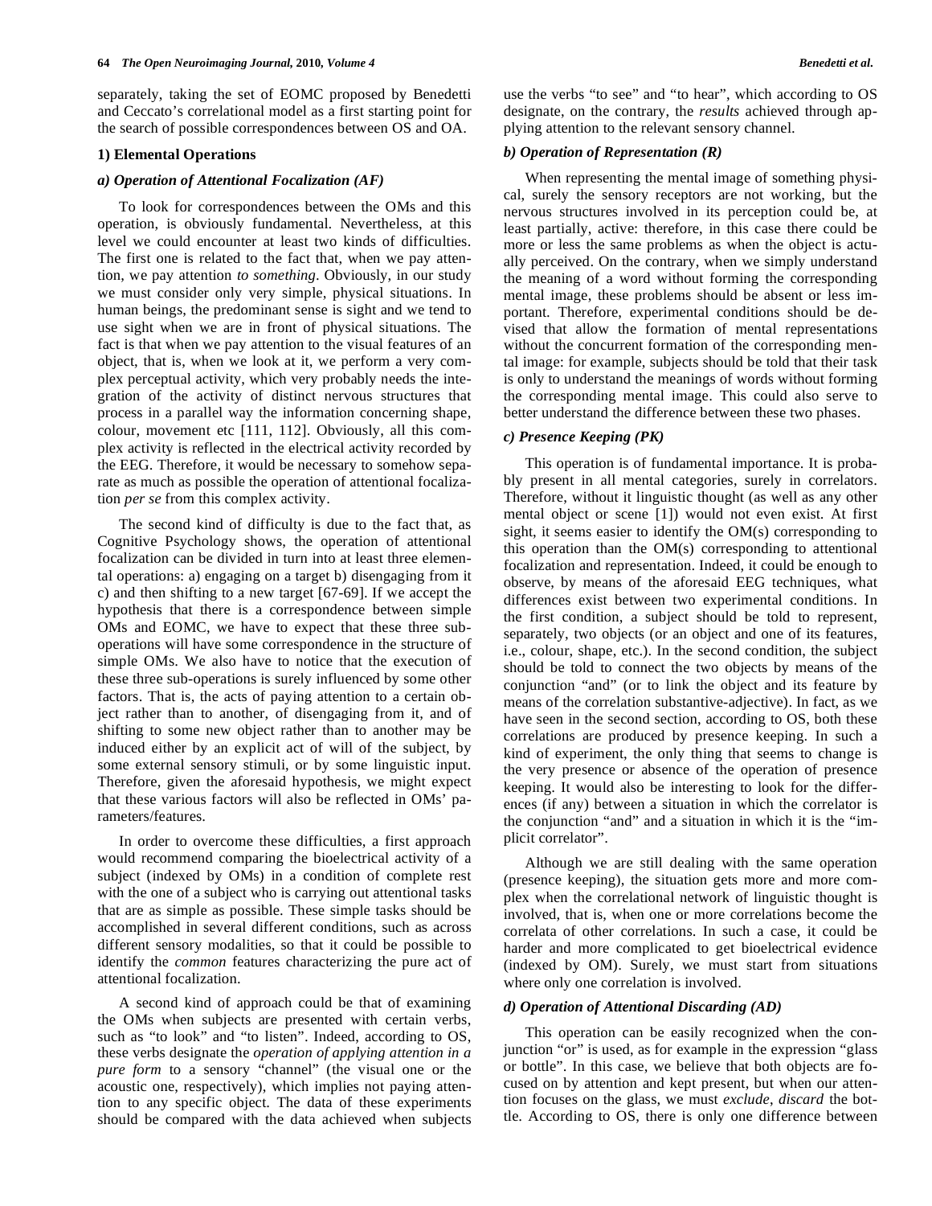separately, taking the set of EOMC proposed by Benedetti and Ceccato's correlational model as a first starting point for the search of possible correspondences between OS and OA.

### 1) Elemental Operations

#### *a) Operation of Attentional Focalization (AF)*

To look for correspondences between the OMs and this operation, is obviously fundamental. Nevertheless, at this level we could encounter at least two kinds of difficulties. The first one is related to the fact that, when we pay attention, we pay attention *to something*. Obviously, in our study we must consider only very simple, physical situations. In human beings, the predominant sense is sight and we tend to use sight when we are in front of physical situations. The fact is that when we pay attention to the visual features of an object, that is, when we look at it, we perform a very complex perceptual activity, which very probably needs the integration of the activity of distinct nervous structures that process in a parallel way the information concerning shape, colour, movement etc [111, 112]. Obviously, all this complex activity is reflected in the electrical activity recorded by the EEG. Therefore, it would be necessary to somehow separate as much as possible the operation of attentional focalization *per se* from this complex activity.

The second kind of difficulty is due to the fact that, as Cognitive Psychology shows, the operation of attentional focalization can be divided in turn into at least three elemental operations: a) engaging on a target b) disengaging from it c) and then shifting to a new target [67-69]. If we accept the hypothesis that there is a correspondence between simple OMs and EOMC, we have to expect that these three sub-operations will have some correspondence in the structure of simple OMs. We also have to notice that the execution of these three sub-operations is surely influenced by some other factors. That is, the acts of paying attention to a certain object rather than to another, of disengaging from it, and of shifting to some new object rather than to another may be induced either by an explicit act of will of the subject, by some external sensory stimuli, or by some linguistic input. Therefore, given the aforesaid hypothesis, we might expect that these various factors will also be reflected in OMs' parameters/features.

In order to overcome these difficulties, a first approach would recommend comparing the bioelectrical activity of a subject (indexed by OMs) in a condition of complete rest with the one of a subject who is carrying out attentional tasks that are as simple as possible. These simple tasks should be accomplished in several different conditions, such as across different sensory modalities, so that it could be possible to identify the *common* features characterizing the pure act of attentional focalization.

A second kind of approach could be that of examining the OMs when subjects are presented with certain verbs, such as "to look" and "to listen". Indeed, according to OS, these verbs designate the *operation of applying attention in a pure form* to a sensory "channel" (the visual one or the acoustic one, respectively), which implies not paying attention to any specific object. The data of these experiments should be compared with the data achieved when subjects use the verbs "to see" and "to hear", which according to OS designate, on the contrary, the *results* achieved through applying attention to the relevant sensory channel.

#### *b) Operation of Representation (R)*

When representing the mental image of something physical, surely the sensory receptors are not working, but the nervous structures involved in its perception could be, at least partially, active: therefore, in this case there could be more or less the same problems as when the object is actually perceived. On the contrary, when we simply understand the meaning of a word without forming the corresponding mental image, these problems should be absent or less important. Therefore, experimental conditions should be devised that allow the formation of mental representations without the concurrent formation of the corresponding mental image: for example, subjects should be told that their task is only to understand the meanings of words without forming the corresponding mental image. This could also serve to better understand the difference between these two phases.

#### *c) Presence Keeping (PK)*

This operation is of fundamental importance. It is probably present in all mental categories, surely in correlators. Therefore, without it linguistic thought (as well as any other mental object or scene [1]) would not even exist. At first sight, it seems easier to identify the OM(s) corresponding to this operation than the OM(s) corresponding to attentional focalization and representation. Indeed, it could be enough to observe, by means of the aforesaid EEG techniques, what differences exist between two experimental conditions. In the first condition, a subject should be told to represent, separately, two objects (or an object and one of its features, i.e., colour, shape, etc.). In the second condition, the subject should be told to connect the two objects by means of the conjunction "and" (or to link the object and its feature by means of the correlation substantive-adjective). In fact, as we have seen in the second section, according to OS, both these correlations are produced by presence keeping. In such a kind of experiment, the only thing that seems to change is the very presence or absence of the operation of presence keeping. It would also be interesting to look for the differences (if any) between a situation in which the correlator is the conjunction "and" and a situation in which it is the "implicit correlator".

Although we are still dealing with the same operation (presence keeping), the situation gets more and more complex when the correlational network of linguistic thought is involved, that is, when one or more correlations become the correlata of other correlations. In such a case, it could be harder and more complicated to get bioelectrical evidence (indexed by OM). Surely, we must start from situations where only one correlation is involved.

#### *d) Operation of Attentional Discarding (AD)*

This operation can be easily recognized when the conjunction "or" is used, as for example in the expression "glass or bottle". In this case, we believe that both objects are focused on by attention and kept present, but when our attention focuses on the glass, we must *exclude*, *discard* the bottle. According to OS, there is only one difference between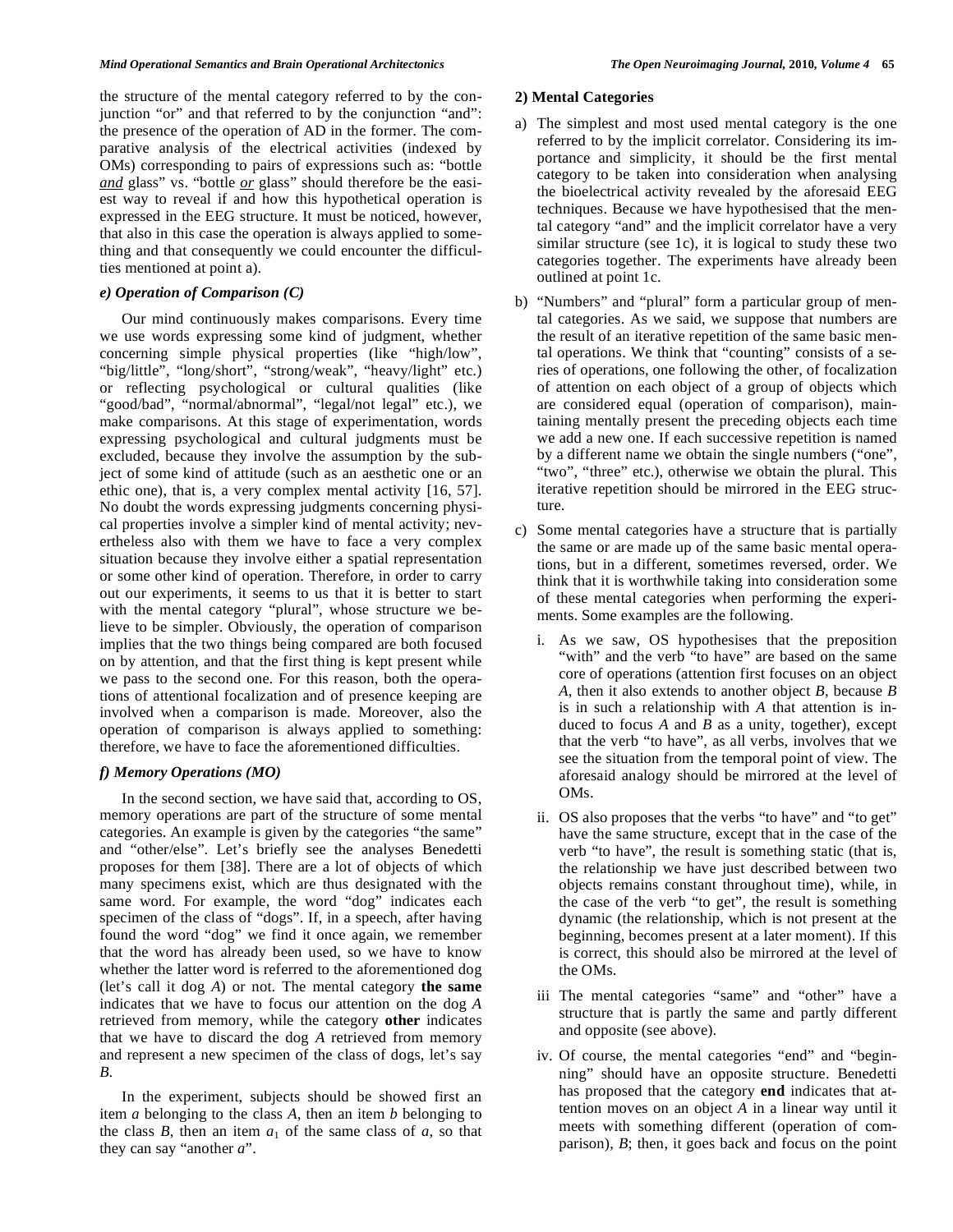the structure of the mental category referred to by the conjunction "or" and that referred to by the conjunction "and": the presence of the operation of AD in the former. The comparative analysis of the electrical activities (indexed by OMs) corresponding to pairs of expressions such as: "bottle ***and*** glass" vs. "bottle ***or*** glass" should therefore be the easiest way to reveal if and how this hypothetical operation is expressed in the EEG structure. It must be noticed, however, that also in this case the operation is always applied to something and that consequently we could encounter the difficulties mentioned at point a).

#### e) Operation of Comparison (C)

Our mind continuously makes comparisons. Every time we use words expressing some kind of judgment, whether concerning simple physical properties (like "high/low", "big/little", "long/short", "strong/weak", "heavy/light" etc.) or reflecting psychological or cultural qualities (like "good/bad", "normal/abnormal", "legal/not legal" etc.), we make comparisons. At this stage of experimentation, words expressing psychological and cultural judgments must be excluded, because they involve the assumption by the subject of some kind of attitude (such as an aesthetic one or an ethic one), that is, a very complex mental activity [16, 57]. No doubt the words expressing judgments concerning physical properties involve a simpler kind of mental activity; nevertheless also with them we have to face a very complex situation because they involve either a spatial representation or some other kind of operation. Therefore, in order to carry out our experiments, it seems to us that it is better to start with the mental category "plural", whose structure we believe to be simpler. Obviously, the operation of comparison implies that the two things being compared are both focused on by attention, and that the first thing is kept present while we pass to the second one. For this reason, both the operations of attentional focalization and of presence keeping are involved when a comparison is made. Moreover, also the operation of comparison is always applied to something: therefore, we have to face the aforementioned difficulties.

#### f) Memory Operations (MO)

In the second section, we have said that, according to OS, memory operations are part of the structure of some mental categories. An example is given by the categories "the same" and "other/else". Let's briefly see the analyses Benedetti proposes for them [38]. There are a lot of objects of which many specimens exist, which are thus designated with the same word. For example, the word "dog" indicates each specimen of the class of "dogs". If, in a speech, after having found the word "dog" we find it once again, we remember that the word has already been used, so we have to know whether the latter word is referred to the aforementioned dog (let's call it dog *A*) or not. The mental category **the same** indicates that we have to focus our attention on the dog *A* retrieved from memory, while the category **other** indicates that we have to discard the dog *A* retrieved from memory and represent a new specimen of the class of dogs, let's say *B*.

In the experiment, subjects should be showed first an item *a* belonging to the class *A*, then an item *b* belonging to the class *B*, then an item $a_1$ of the same class of *a*, so that they can say "another *a*".

### 2) Mental Categories

a) The simplest and most used mental category is the one referred to by the implicit correlator. Considering its importance and simplicity, it should be the first mental category to be taken into consideration when analysing the bioelectrical activity revealed by the aforesaid EEG techniques. Because we have hypothesised that the mental category "and" and the implicit correlator have a very similar structure (see 1c), it is logical to study these two categories together. The experiments have already been outlined at point 1c.

b) "Numbers" and "plural" form a particular group of mental categories. As we said, we suppose that numbers are the result of an iterative repetition of the same basic mental operations. We think that "counting" consists of a series of operations, one following the other, of focalization of attention on each object of a group of objects which are considered equal (operation of comparison), maintaining mentally present the preceding objects each time we add a new one. If each successive repetition is named by a different name we obtain the single numbers ("one", "two", "three" etc.), otherwise we obtain the plural. This iterative repetition should be mirrored in the EEG structure.

c) Some mental categories have a structure that is partially the same or are made up of the same basic mental operations, but in a different, sometimes reversed, order. We think that it is worthwhile taking into consideration some of these mental categories when performing the experiments. Some examples are the following.

   i. As we saw, OS hypothesises that the preposition "with" and the verb "to have" are based on the same core of operations (attention first focuses on an object *A*, then it also extends to another object *B*, because *B* is in such a relationship with *A* that attention is induced to focus *A* and *B* as a unity, together), except that the verb "to have", as all verbs, involves that we see the situation from the temporal point of view. The aforesaid analogy should be mirrored at the level of OMs.

   ii. OS also proposes that the verbs "to have" and "to get" have the same structure, except that in the case of the verb "to have", the result is something static (that is, the relationship we have just described between two objects remains constant throughout time), while, in the case of the verb "to get", the result is something dynamic (the relationship, which is not present at the beginning, becomes present at a later moment). If this is correct, this should also be mirrored at the level of the OMs.

   iii The mental categories "same" and "other" have a structure that is partly the same and partly different and opposite (see above).

   iv. Of course, the mental categories "end" and "beginning" should have an opposite structure. Benedetti has proposed that the category **end** indicates that attention moves on an object *A* in a linear way until it meets with something different (operation of comparison), *B*; then, it goes back and focus on the point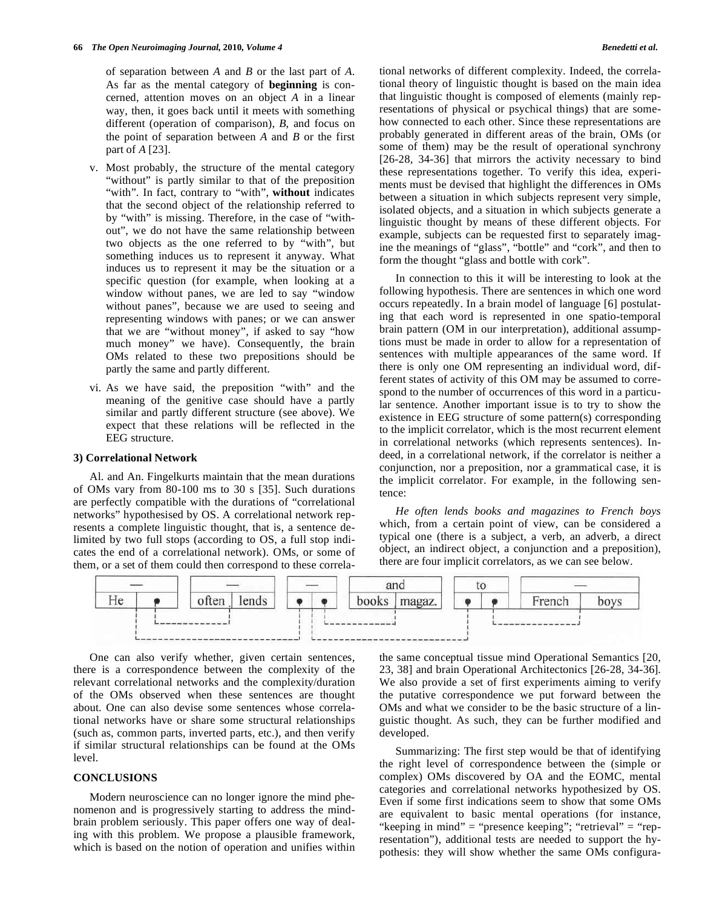of separation between *A* and *B* or the last part of *A*. As far as the mental category of **beginning** is concerned, attention moves on an object *A* in a linear way, then, it goes back until it meets with something different (operation of comparison), *B*, and focus on the point of separation between *A* and *B* or the first part of *A* [23].

v. Most probably, the structure of the mental category "without" is partly similar to that of the preposition "with". In fact, contrary to "with", **without** indicates that the second object of the relationship referred to by "with" is missing. Therefore, in the case of "without", we do not have the same relationship between two objects as the one referred to by "with", but something induces us to represent it anyway. What induces us to represent it may be the situation or a specific question (for example, when looking at a window without panes, we are led to say "window without panes", because we are used to seeing and representing windows with panes; or we can answer that we are "without money", if asked to say "how much money" we have). Consequently, the brain OMs related to these two prepositions should be partly the same and partly different.

vi. As we have said, the preposition "with" and the meaning of the genitive case should have a partly similar and partly different structure (see above). We expect that these relations will be reflected in the EEG structure.

### 3) Correlational Network

Al. and An. Fingelkurts maintain that the mean durations of OMs vary from 80-100 ms to 30 s [35]. Such durations are perfectly compatible with the durations of "correlational networks" hypothesised by OS. A correlational network represents a complete linguistic thought, that is, a sentence delimited by two full stops (according to OS, a full stop indicates the end of a correlational network). OMs, or some of them, or a set of them could then correspond to these correlational networks of different complexity. Indeed, the correlational theory of linguistic thought is based on the main idea that linguistic thought is composed of elements (mainly representations of physical or psychical things) that are somehow connected to each other. Since these representations are probably generated in different areas of the brain, OMs (or some of them) may be the result of operational synchrony [26-28, 34-36] that mirrors the activity necessary to bind these representations together. To verify this idea, experiments must be devised that highlight the differences in OMs between a situation in which subjects represent very simple, isolated objects, and a situation in which subjects generate a linguistic thought by means of these different objects. For example, subjects can be requested first to separately imagine the meanings of "glass", "bottle" and "cork", and then to form the thought "glass and bottle with cork".

In connection to this it will be interesting to look at the following hypothesis. There are sentences in which one word occurs repeatedly. In a brain model of language [6] postulating that each word is represented in one spatio-temporal brain pattern (OM in our interpretation), additional assumptions must be made in order to allow for a representation of sentences with multiple appearances of the same word. If there is only one OM representing an individual word, different states of activity of this OM may be assumed to correspond to the number of occurrences of this word in a particular sentence. Another important issue is to try to show the existence in EEG structure of some pattern(s) corresponding to the implicit correlator, which is the most recurrent element in correlational networks (which represents sentences). Indeed, in a correlational network, if the correlator is neither a conjunction, nor a preposition, nor a grammatical case, it is the implicit correlator. For example, in the following sentence:

*He often lends books and magazines to French boys* which, from a certain point of view, can be considered a typical one (there is a subject, a verb, an adverb, a direct object, an indirect object, a conjunction and a preposition), there are four implicit correlators, as we can see below.

```
|   —    |   |     —       | |  —  | |     and      | |  to   | |       —        |
| He | • |   | often | lends | | • | • | | books | magaz. | | • | • | | French | boys |
```

One can also verify whether, given certain sentences, there is a correspondence between the complexity of the relevant correlational networks and the complexity/duration of the OMs observed when these sentences are thought about. One can also devise some sentences whose correlational networks have or share some structural relationships (such as, common parts, inverted parts, etc.), and then verify if similar structural relationships can be found at the OMs level.

## CONCLUSIONS

Modern neuroscience can no longer ignore the mind phenomenon and is progressively starting to address the mind-brain problem seriously. This paper offers one way of dealing with this problem. We propose a plausible framework, which is based on the notion of operation and unifies within the same conceptual tissue mind Operational Semantics [20, 23, 38] and brain Operational Architectonics [26-28, 34-36]. We also provide a set of first experiments aiming to verify the putative correspondence we put forward between the OMs and what we consider to be the basic structure of a linguistic thought. As such, they can be further modified and developed.

Summarizing: The first step would be that of identifying the right level of correspondence between the (simple or complex) OMs discovered by OA and the EOMC, mental categories and correlational networks hypothesized by OS. Even if some first indications seem to show that some OMs are equivalent to basic mental operations (for instance, "keeping in mind" = "presence keeping"; "retrieval" = "representation"), additional tests are needed to support the hypothesis: they will show whether the same OMs configura-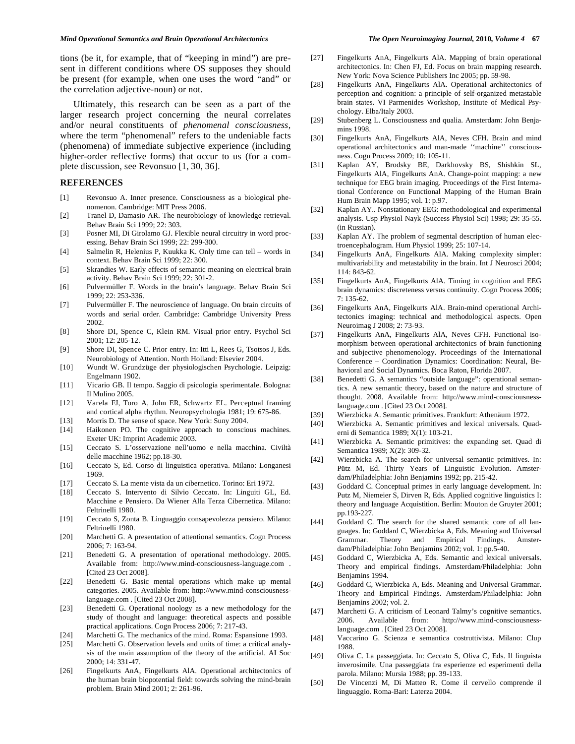tions (be it, for example, that of "keeping in mind") are present in different conditions where OS supposes they should be present (for example, when one uses the word "and" or the correlation adjective-noun) or not.

Ultimately, this research can be seen as a part of the larger research project concerning the neural correlates and/or neural constituents of *phenomenal consciousness*, where the term "phenomenal" refers to the undeniable facts (phenomena) of immediate subjective experience (including higher-order reflective forms) that occur to us (for a complete discussion, see Revonsuo [1, 30, 36].

## REFERENCES

[1] Revonsuo A. Inner presence. Consciousness as a biological phenomenon. Cambridge: MIT Press 2006.

[2] Tranel D, Damasio AR. The neurobiology of knowledge retrieval. Behav Brain Sci 1999; 22: 303.

[3] Posner MI, Di Girolamo GJ. Flexible neural circuitry in word processing. Behav Brain Sci 1999; 22: 299-300.

[4] Salmelin R, Helenius P, Kuukka K. Only time can tell – words in context. Behav Brain Sci 1999; 22: 300.

[5] Skrandies W. Early effects of semantic meaning on electrical brain activity. Behav Brain Sci 1999; 22: 301-2.

[6] Pulvermüller F. Words in the brain's language. Behav Brain Sci 1999; 22: 253-336.

[7] Pulvermüller F. The neuroscience of language. On brain circuits of words and serial order. Cambridge: Cambridge University Press 2002.

[8] Shore DI, Spence C, Klein RM. Visual prior entry. Psychol Sci 2001; 12: 205-12.

[9] Shore DI, Spence C. Prior entry. In: Itti L, Rees G, Tsotsos J, Eds. Neurobiology of Attention. North Holland: Elsevier 2004.

[10] Wundt W. Grundzüge der physiologischen Psychologie. Leipzig: Engelmann 1902.

[11] Vicario GB. Il tempo. Saggio di psicologia sperimentale. Bologna: Il Mulino 2005.

[12] Varela FJ, Toro A, John ER, Schwartz EL. Perceptual framing and cortical alpha rhythm. Neuropsychologia 1981; 19: 675-86.

[13] Morris D. The sense of space. New York: Suny 2004.

[14] Haikonen PO. The cognitive approach to conscious machines. Exeter UK: Imprint Academic 2003.

[15] Ceccato S. L'osservazione nell'uomo e nella macchina. Civiltà delle macchine 1962; pp.18-30.

[16] Ceccato S, Ed. Corso di linguistica operativa. Milano: Longanesi 1969.

[17] Ceccato S. La mente vista da un cibernetico. Torino: Eri 1972.

[18] Ceccato S. Intervento di Silvio Ceccato. In: Linguiti GL, Ed. Macchine e Pensiero. Da Wiener Alla Terza Cibernetica. Milano: Feltrinelli 1980.

[19] Ceccato S, Zonta B. Linguaggio consapevolezza pensiero. Milano: Feltrinelli 1980.

[20] Marchetti G. A presentation of attentional semantics. Cogn Process 2006; 7: 163-94.

[21] Benedetti G. A presentation of operational methodology. 2005. Available from: http://www.mind-consciousness-language.com . [Cited 23 Oct 2008].

[22] Benedetti G. Basic mental operations which make up mental categories. 2005. Available from: http://www.mind-consciousness-language.com . [Cited 23 Oct 2008].

[23] Benedetti G. Operational noology as a new methodology for the study of thought and language: theoretical aspects and possible practical applications. Cogn Process 2006; 7: 217-43.

[24] Marchetti G. The mechanics of the mind. Roma: Espansione 1993.

[25] Marchetti G. Observation levels and units of time: a critical analysis of the main assumption of the theory of the artificial. AI Soc 2000; 14: 331-47.

[26] Fingelkurts AnA, Fingelkurts AlA. Operational architectonics of the human brain biopotential field: towards solving the mind-brain problem. Brain Mind 2001; 2: 261-96.

[27] Fingelkurts AnA, Fingelkurts AlA. Mapping of brain operational architectonics. In: Chen FJ, Ed. Focus on brain mapping research. New York: Nova Science Publishers Inc 2005; pp. 59-98.

[28] Fingelkurts AnA, Fingelkurts AlA. Operational architectonics of perception and cognition: a principle of self-organized metastable brain states. VI Parmenides Workshop, Institute of Medical Psychology. Elba/Italy 2003.

[29] Stubenberg L. Consciousness and qualia. Amsterdam: John Benjamins 1998.

[30] Fingelkurts AnA, Fingelkurts AlA, Neves CFH. Brain and mind operational architectonics and man-made ''machine'' consciousness. Cogn Process 2009; 10: 105-11.

[31] Kaplan AY, Brodsky BE, Darkhovsky BS, Shishkin SL, Fingelkurts AlA, Fingelkurts AnA. Change-point mapping: a new technique for EEG brain imaging. Proceedings of the First International Conference on Functional Mapping of the Human Brain Hum Brain Mapp 1995; vol. 1: p.97.

[32] Kaplan AY.. Nonstationary EEG: methodological and experimental analysis. Usp Physiol Nayk (Success Physiol Sci) 1998; 29: 35-55. (in Russian).

[33] Kaplan AY. The problem of segmental description of human electroencephalogram. Hum Physiol 1999; 25: 107-14.

[34] Fingelkurts AnA, Fingelkurts AlA. Making complexity simpler: multivariability and metastability in the brain. Int J Neurosci 2004; 114: 843-62.

[35] Fingelkurts AnA, Fingelkurts AlA. Timing in cognition and EEG brain dynamics: discreteness versus continuity. Cogn Process 2006; 7: 135-62.

[36] Fingelkurts AnA, Fingelkurts AlA. Brain-mind operational Architectonics imaging: technical and methodological aspects. Open Neuroimag J 2008; 2: 73-93.

[37] Fingelkurts AnA, Fingelkurts AlA, Neves CFH. Functional isomorphism between operational architectonics of brain functioning and subjective phenomenology. Proceedings of the International Conference – Coordination Dynamics: Coordination: Neural, Behavioral and Social Dynamics. Boca Raton, Florida 2007.

[38] Benedetti G. A semantics "outside language": operational semantics. A new semantic theory, based on the nature and structure of thought. 2008. Available from: http://www.mind-consciousness-language.com . [Cited 23 Oct 2008].

[39] Wierzbicka A. Semantic primitives. Frankfurt: Athenäum 1972.

[40] Wierzbicka A. Semantic primitives and lexical universals. Quaderni di Semantica 1989; X(1): 103-21.

[41] Wierzbicka A. Semantic primitives: the expanding set. Quad di Semantica 1989; X(2): 309-32.

[42] Wierzbicka A. The search for universal semantic primitives. In: Pütz M, Ed. Thirty Years of Linguistic Evolution. Amsterdam/Philadelphia: John Benjamins 1992; pp. 215-42.

[43] Goddard C. Conceptual primes in early language development. In: Putz M, Niemeier S, Dirven R, Eds. Applied cognitive linguistics I: theory and language Acquistition. Berlin: Mouton de Gruyter 2001; pp.193-227.

[44] Goddard C. The search for the shared semantic core of all languages. In: Goddard C, Wierzbicka A, Eds. Meaning and Universal Grammar. Theory and Empirical Findings. Amsterdam/Philadelphia: John Benjamins 2002; vol. 1: pp.5-40.

[45] Goddard C, Wierzbicka A, Eds. Semantic and lexical universals. Theory and empirical findings. Amsterdam/Philadelphia: John Benjamins 1994.

[46] Goddard C, Wierzbicka A, Eds. Meaning and Universal Grammar. Theory and Empirical Findings. Amsterdam/Philadelphia: John Benjamins 2002; vol. 2.

[47] Marchetti G. A criticism of Leonard Talmy's cognitive semantics. 2006. Available from: http://www.mind-consciousness-language.com . [Cited 23 Oct 2008].

[48] Vaccarino G. Scienza e semantica costruttivista. Milano: Clup 1988.

[49] Oliva C. La passeggiata. In: Ceccato S, Oliva C, Eds. Il linguista inverosimile. Una passeggiata fra esperienze ed esperimenti della parola. Milano: Mursia 1988; pp. 39-133.

[50] De Vincenzi M, Di Matteo R. Come il cervello comprende il linguaggio. Roma-Bari: Laterza 2004.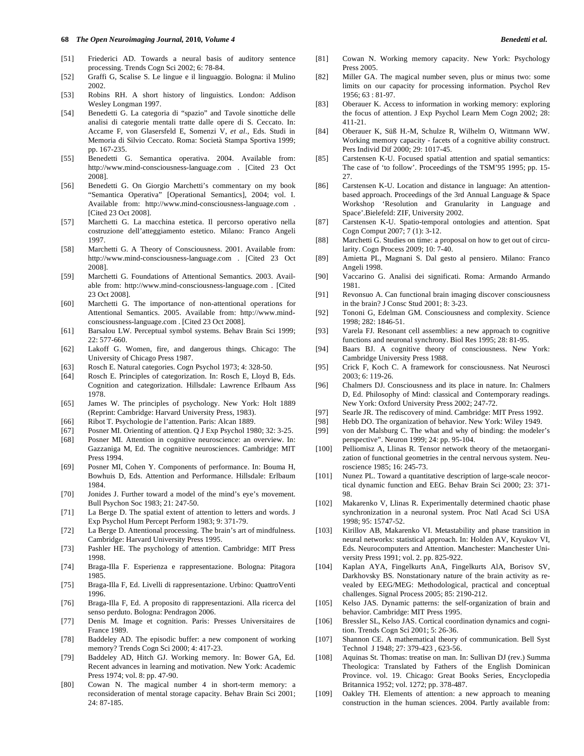[51] Friederici AD. Towards a neural basis of auditory sentence processing. Trends Cogn Sci 2002; 6: 78-84.

[52] Graffi G, Scalise S. Le lingue e il linguaggio. Bologna: il Mulino 2002.

[53] Robins RH. A short history of linguistics. London: Addison Wesley Longman 1997.

[54] Benedetti G. La categoria di "spazio" and Tavole sinottiche delle analisi di categorie mentali tratte dalle opere di S. Ceccato. In: Accame F, von Glasersfeld E, Somenzi V, *et al*., Eds. Studi in Memoria di Silvio Ceccato. Roma: Società Stampa Sportiva 1999; pp. 167-235.

[55] Benedetti G. Semantica operativa. 2004. Available from: http://www.mind-consciousness-language.com . [Cited 23 Oct 2008].

[56] Benedetti G. On Giorgio Marchetti's commentary on my book "Semantica Operativa" [Operational Semantics], 2004; vol. I. Available from: http://www.mind-consciousness-language.com . [Cited 23 Oct 2008].

[57] Marchetti G. La macchina estetica. Il percorso operativo nella costruzione dell'atteggiamento estetico. Milano: Franco Angeli 1997.

[58] Marchetti G. A Theory of Consciousness. 2001. Available from: http://www.mind-consciousness-language.com . [Cited 23 Oct 2008].

[59] Marchetti G. Foundations of Attentional Semantics. 2003. Available from: http://www.mind-consciousness-language.com . [Cited 23 Oct 2008].

[60] Marchetti G. The importance of non-attentional operations for Attentional Semantics. 2005. Available from: http://www.mind-consciousness-language.com . [Cited 23 Oct 2008].

[61] Barsalou LW. Perceptual symbol systems. Behav Brain Sci 1999; 22: 577-660.

[62] Lakoff G. Women, fire, and dangerous things. Chicago: The University of Chicago Press 1987.

[63] Rosch E. Natural categories. Cogn Psychol 1973; 4: 328-50.

[64] Rosch E. Principles of categorization. In: Rosch E, Lloyd B, Eds. Cognition and categorization. Hillsdale: Lawrence Erlbaum Ass 1978.

[65] James W. The principles of psychology. New York: Holt 1889 (Reprint: Cambridge: Harvard University Press, 1983).

[66] Ribot T. Psychologie de l'attention. Paris: Alcan 1889.

[67] Posner MI. Orienting of attention. Q J Exp Psychol 1980; 32: 3-25.

[68] Posner MI. Attention in cognitive neuroscience: an overview. In: Gazzaniga M, Ed. The cognitive neurosciences. Cambridge: MIT Press 1994.

[69] Posner MI, Cohen Y. Components of performance. In: Bouma H, Bowhuis D, Eds. Attention and Performance. Hillsdale: Erlbaum 1984.

[70] Jonides J. Further toward a model of the mind's eye's movement. Bull Psychon Soc 1983; 21: 247-50.

[71] La Berge D. The spatial extent of attention to letters and words. J Exp Psychol Hum Percept Perform 1983; 9: 371-79.

[72] La Berge D. Attentional processing. The brain's art of mindfulness. Cambridge: Harvard University Press 1995.

[73] Pashler HE. The psychology of attention. Cambridge: MIT Press 1998.

[74] Braga-Illa F. Esperienza e rappresentazione. Bologna: Pitagora 1985.

[75] Braga-Illa F, Ed. Livelli di rappresentazione. Urbino: QuattroVenti 1996.

[76] Braga-Illa F, Ed. A proposito di rappresentazioni. Alla ricerca del senso perduto. Bologna: Pendragon 2006.

[77] Denis M. Image et cognition. Paris: Presses Universitaires de France 1989.

[78] Baddeley AD. The episodic buffer: a new component of working memory? Trends Cogn Sci 2000; 4: 417-23.

[79] Baddeley AD, Hitch GJ. Working memory. In: Bower GA, Ed. Recent advances in learning and motivation. New York: Academic Press 1974; vol. 8: pp. 47-90.

[80] Cowan N. The magical number 4 in short-term memory: a reconsideration of mental storage capacity. Behav Brain Sci 2001; 24: 87-185.

[81] Cowan N. Working memory capacity. New York: Psychology Press 2005.

[82] Miller GA. The magical number seven, plus or minus two: some limits on our capacity for processing information. Psychol Rev 1956; 63 : 81-97.

[83] Oberauer K. Access to information in working memory: exploring the focus of attention. J Exp Psychol Learn Mem Cogn 2002; 28: 411-21.

[84] Oberauer K, Süß H.-M, Schulze R, Wilhelm O, Wittmann WW. Working memory capacity - facets of a cognitive ability construct. Pers Individ Dif 2000; 29: 1017-45.

[85] Carstensen K-U. Focused spatial attention and spatial semantics: The case of 'to follow'. Proceedings of the TSM'95 1995; pp. 15-27.

[86] Carstensen K-U. Location and distance in language: An attention-based approach. Proceedings of the 3rd Annual Language & Space Workshop 'Resolution and Granularity in Language and Space'.Bielefeld: ZIF, University 2002.

[87] Carstensen K-U. Spatio-temporal ontologies and attention. Spat Cogn Comput 2007; 7 (1): 3-12.

[88] Marchetti G. Studies on time: a proposal on how to get out of circularity. Cogn Process 2009; 10: 7-40.

[89] Amietta PL, Magnani S. Dal gesto al pensiero. Milano: Franco Angeli 1998.

[90] Vaccarino G. Analisi dei significati. Roma: Armando Armando 1981.

[91] Revonsuo A. Can functional brain imaging discover consciousness in the brain? J Consc Stud 2001; 8: 3-23.

[92] Tononi G, Edelman GM. Consciousness and complexity. Science 1998; 282: 1846-51.

[93] Varela FJ. Resonant cell assemblies: a new approach to cognitive functions and neuronal synchrony. Biol Res 1995; 28: 81-95.

[94] Baars BJ. A cognitive theory of consciousness. New York: Cambridge University Press 1988.

[95] Crick F, Koch C. A framework for consciousness. Nat Neurosci 2003; 6: 119-26.

[96] Chalmers DJ. Consciousness and its place in nature. In: Chalmers D, Ed. Philosophy of Mind: classical and Contemporary readings. New York: Oxford University Press 2002; 247-72.

[97] Searle JR. The rediscovery of mind. Cambridge: MIT Press 1992.

[98] Hebb DO. The organization of behavior. New York: Wiley 1949.

[99] von der Malsburg C. The what and why of binding: the modeler's perspective". Neuron 1999; 24: pp. 95-104.

[100] Pelliomisz A, Llinas R. Tensor network theory of the metaorganization of functional geometries in the central nervous system. Neuroscience 1985; 16: 245-73.

[101] Nunez PL. Toward a quantitative description of large-scale neocortical dynamic function and EEG. Behav Brain Sci 2000; 23: 371-98.

[102] Makarenko V, Llinas R. Experimentally determined chaotic phase synchronization in a neuronal system. Proc Natl Acad Sci USA 1998; 95: 15747-52.

[103] Kirillov AB, Makarenko VI. Metastability and phase transition in neural networks: statistical approach. In: Holden AV, Kryukov VI, Eds. Neurocomputers and Attention. Manchester: Manchester University Press 1991; vol. 2. pp. 825-922.

[104] Kaplan AYA, Fingelkurts AnA, Fingelkurts AlA, Borisov SV, Darkhovsky BS. Nonstationary nature of the brain activity as revealed by EEG/MEG: Methodological, practical and conceptual challenges. Signal Process 2005; 85: 2190-212.

[105] Kelso JAS. Dynamic patterns: the self-organization of brain and behavior. Cambridge: MIT Press 1995.

[106] Bressler SL, Kelso JAS. Cortical coordination dynamics and cognition. Trends Cogn Sci 2001; 5: 26-36.

[107] Shannon CE. A mathematical theory of communication. Bell Syst Technol J 1948; 27: 379-423 , 623-56.

[108] Aquinas St. Thomas: treatise on man. In: Sullivan DJ (rev.) Summa Theologica: Translated by Fathers of the English Dominican Province. vol. 19. Chicago: Great Books Series, Encyclopedia Britannica 1952; vol. 1272; pp. 378-487.

[109] Oakley TH. Elements of attention: a new approach to meaning construction in the human sciences. 2004. Partly available from: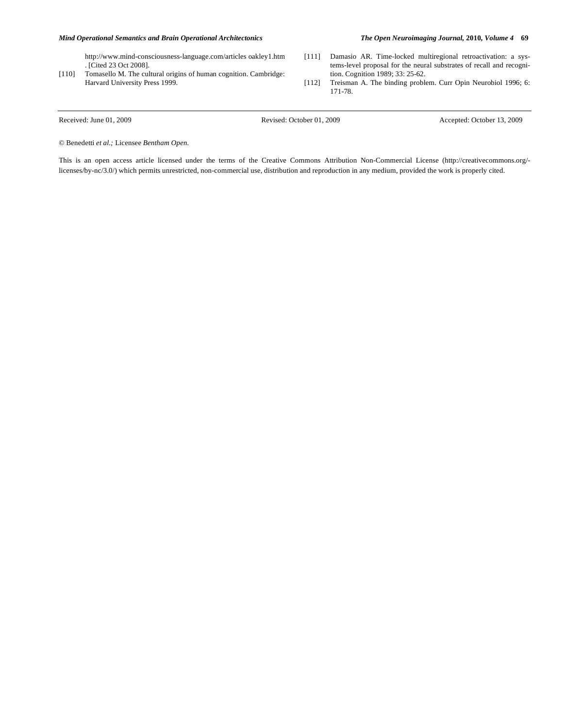http://www.mind-consciousness-language.com/articles oakley1.htm . [Cited 23 Oct 2008].

[110] Tomasello M. The cultural origins of human cognition. Cambridge: Harvard University Press 1999.

[111] Damasio AR. Time-locked multiregional retroactivation: a systems-level proposal for the neural substrates of recall and recognition. Cognition 1989; 33: 25-62.

[112] Treisman A. The binding problem. Curr Opin Neurobiol 1996; 6: 171-78.

---

Received: June 01, 2009 Revised: October 01, 2009 Accepted: October 13, 2009

© Benedetti *et al.;* Licensee *Bentham Open.*

This is an open access article licensed under the terms of the Creative Commons Attribution Non-Commercial License (http://creativecommons.org/-licenses/by-nc/3.0/) which permits unrestricted, non-commercial use, distribution and reproduction in any medium, provided the work is properly cited.